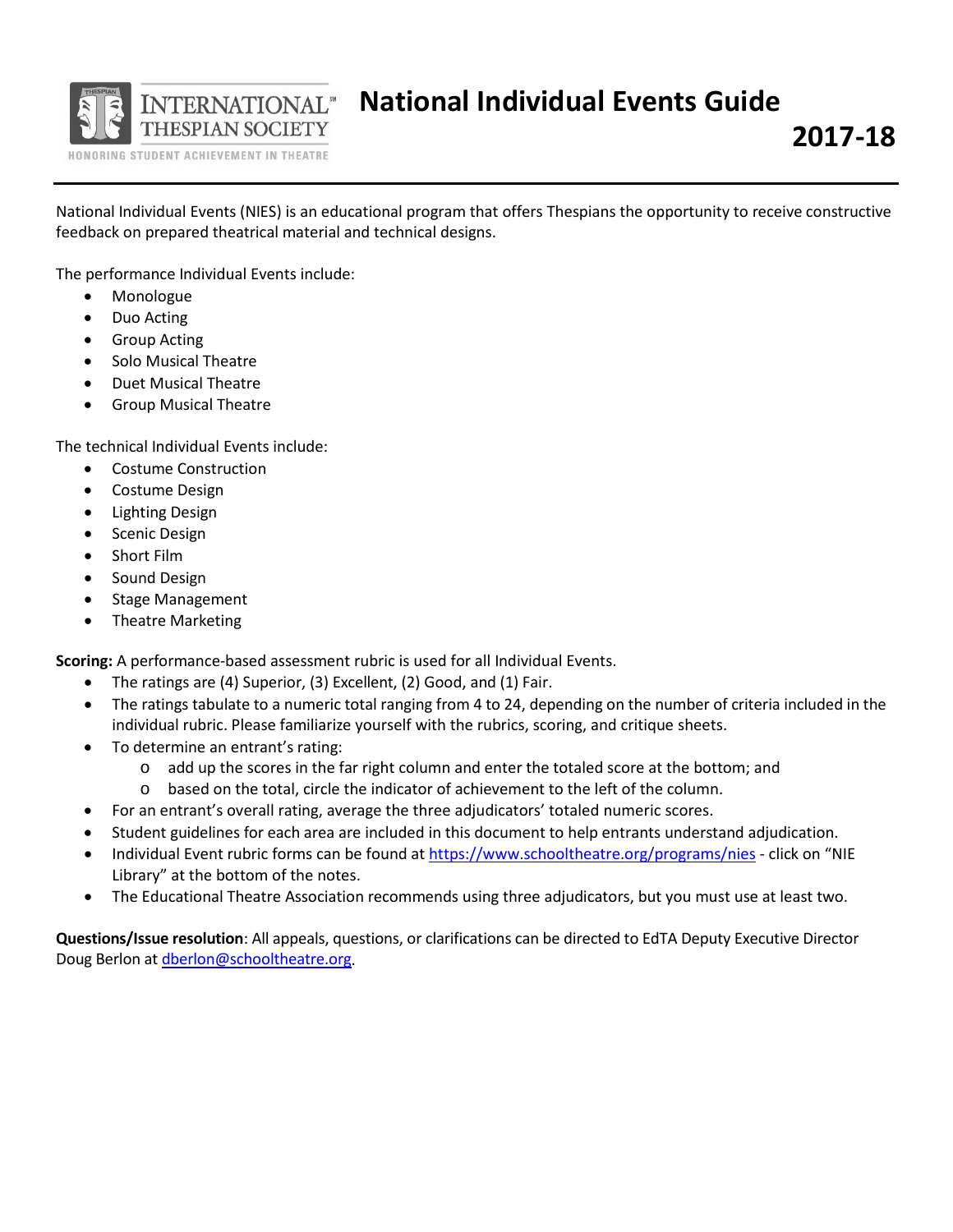INTERNATIONAL THESPIAN SOCIETY
HONORING STUDENT ACHIEVEMENT IN THEATRE

# National Individual Events Guide

## 2017-18

National Individual Events (NIES) is an educational program that offers Thespians the opportunity to receive constructive feedback on prepared theatrical material and technical designs.

The performance Individual Events include:

- Monologue
- Duo Acting
- Group Acting
- Solo Musical Theatre
- Duet Musical Theatre
- Group Musical Theatre

The technical Individual Events include:

- Costume Construction
- Costume Design
- Lighting Design
- Scenic Design
- Short Film
- Sound Design
- Stage Management
- Theatre Marketing

**Scoring:** A performance-based assessment rubric is used for all Individual Events.

- The ratings are (4) Superior, (3) Excellent, (2) Good, and (1) Fair.
- The ratings tabulate to a numeric total ranging from 4 to 24, depending on the number of criteria included in the individual rubric. Please familiarize yourself with the rubrics, scoring, and critique sheets.
- To determine an entrant's rating:
  - add up the scores in the far right column and enter the totaled score at the bottom; and
  - based on the total, circle the indicator of achievement to the left of the column.
- For an entrant's overall rating, average the three adjudicators' totaled numeric scores.
- Student guidelines for each area are included in this document to help entrants understand adjudication.
- Individual Event rubric forms can be found at https://www.schooltheatre.org/programs/nies - click on "NIE Library" at the bottom of the notes.
- The Educational Theatre Association recommends using three adjudicators, but you must use at least two.

**Questions/Issue resolution**: All appeals, questions, or clarifications can be directed to EdTA Deputy Executive Director Doug Berlon at dberlon@schooltheatre.org.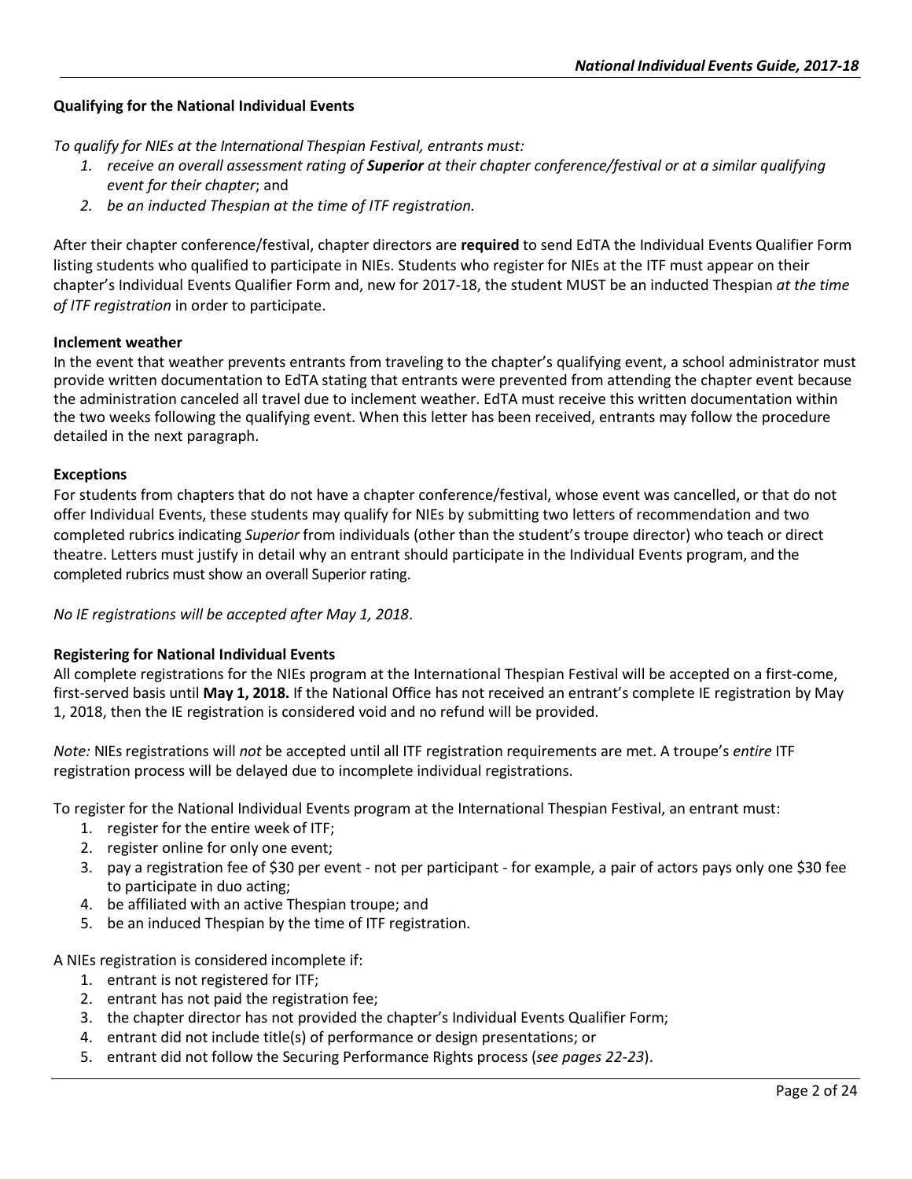### Qualifying for the National Individual Events

*To qualify for NIEs at the International Thespian Festival, entrants must:*

1. *receive an overall assessment rating of* ***Superior*** *at their chapter conference/festival or at a similar qualifying event for their chapter*; and
2. *be an inducted Thespian at the time of ITF registration.*

After their chapter conference/festival, chapter directors are **required** to send EdTA the Individual Events Qualifier Form listing students who qualified to participate in NIEs. Students who register for NIEs at the ITF must appear on their chapter's Individual Events Qualifier Form and, new for 2017-18, the student MUST be an inducted Thespian *at the time of ITF registration* in order to participate.

### Inclement weather

In the event that weather prevents entrants from traveling to the chapter's qualifying event, a school administrator must provide written documentation to EdTA stating that entrants were prevented from attending the chapter event because the administration canceled all travel due to inclement weather. EdTA must receive this written documentation within the two weeks following the qualifying event. When this letter has been received, entrants may follow the procedure detailed in the next paragraph.

### Exceptions

For students from chapters that do not have a chapter conference/festival, whose event was cancelled, or that do not offer Individual Events, these students may qualify for NIEs by submitting two letters of recommendation and two completed rubrics indicating *Superior* from individuals (other than the student's troupe director) who teach or direct theatre. Letters must justify in detail why an entrant should participate in the Individual Events program, and the completed rubrics must show an overall Superior rating.

*No IE registrations will be accepted after May 1, 2018*.

### Registering for National Individual Events

All complete registrations for the NIEs program at the International Thespian Festival will be accepted on a first-come, first-served basis until **May 1, 2018.** If the National Office has not received an entrant's complete IE registration by May 1, 2018, then the IE registration is considered void and no refund will be provided.

*Note:* NIEs registrations will *not* be accepted until all ITF registration requirements are met. A troupe's *entire* ITF registration process will be delayed due to incomplete individual registrations.

To register for the National Individual Events program at the International Thespian Festival, an entrant must:

1. register for the entire week of ITF;
2. register online for only one event;
3. pay a registration fee of $30 per event - not per participant - for example, a pair of actors pays only one $30 fee to participate in duo acting;
4. be affiliated with an active Thespian troupe; and
5. be an induced Thespian by the time of ITF registration.

A NIEs registration is considered incomplete if:

1. entrant is not registered for ITF;
2. entrant has not paid the registration fee;
3. the chapter director has not provided the chapter's Individual Events Qualifier Form;
4. entrant did not include title(s) of performance or design presentations; or
5. entrant did not follow the Securing Performance Rights process (*see pages 22-23*).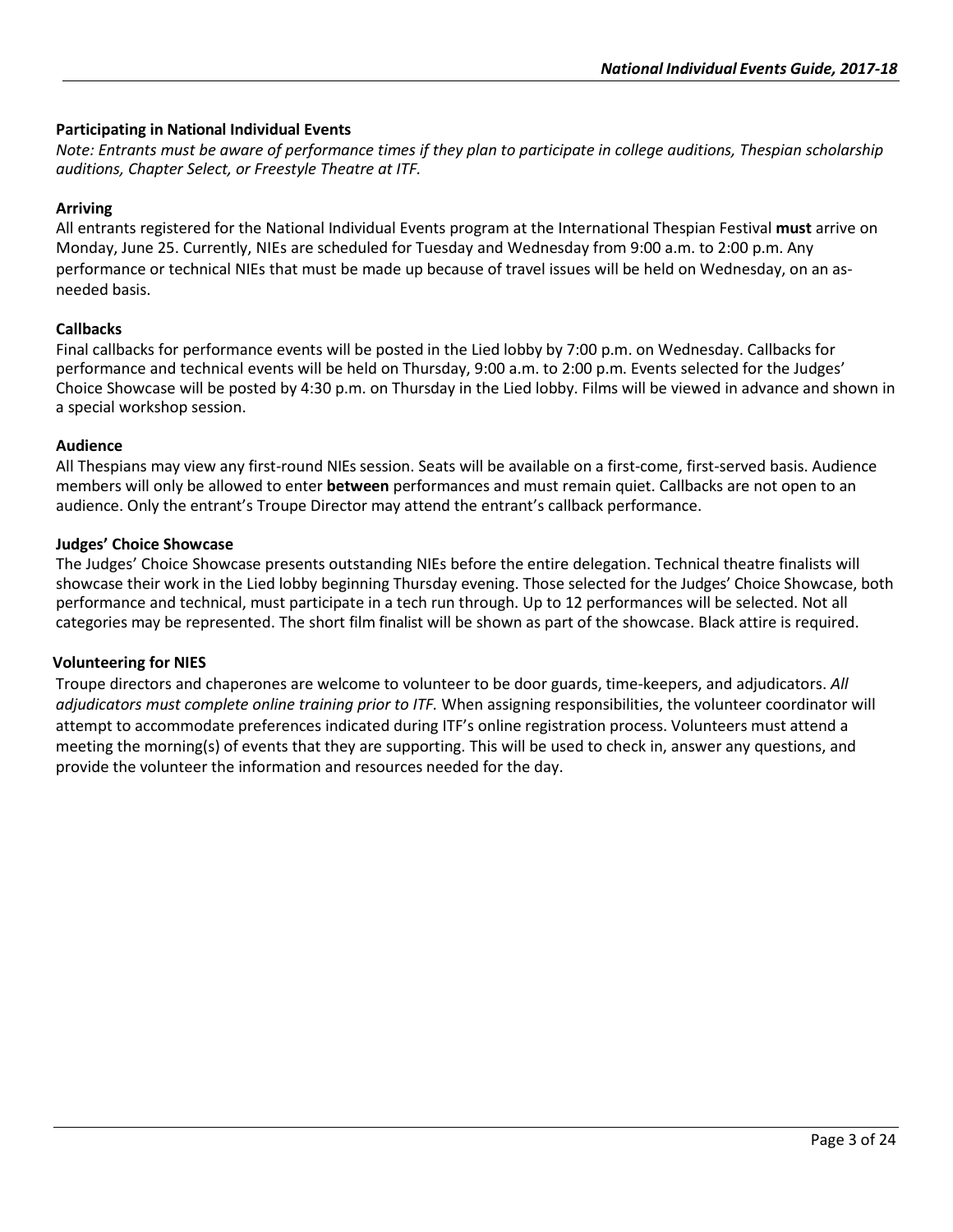### Participating in National Individual Events

*Note: Entrants must be aware of performance times if they plan to participate in college auditions, Thespian scholarship auditions, Chapter Select, or Freestyle Theatre at ITF.*

### Arriving

All entrants registered for the National Individual Events program at the International Thespian Festival **must** arrive on Monday, June 25. Currently, NIEs are scheduled for Tuesday and Wednesday from 9:00 a.m. to 2:00 p.m. Any performance or technical NIEs that must be made up because of travel issues will be held on Wednesday, on an as-needed basis.

### Callbacks

Final callbacks for performance events will be posted in the Lied lobby by 7:00 p.m. on Wednesday. Callbacks for performance and technical events will be held on Thursday, 9:00 a.m. to 2:00 p.m. Events selected for the Judges' Choice Showcase will be posted by 4:30 p.m. on Thursday in the Lied lobby. Films will be viewed in advance and shown in a special workshop session.

### Audience

All Thespians may view any first-round NIEs session. Seats will be available on a first-come, first-served basis. Audience members will only be allowed to enter **between** performances and must remain quiet. Callbacks are not open to an audience. Only the entrant's Troupe Director may attend the entrant's callback performance.

### Judges' Choice Showcase

The Judges' Choice Showcase presents outstanding NIEs before the entire delegation. Technical theatre finalists will showcase their work in the Lied lobby beginning Thursday evening. Those selected for the Judges' Choice Showcase, both performance and technical, must participate in a tech run through. Up to 12 performances will be selected. Not all categories may be represented. The short film finalist will be shown as part of the showcase. Black attire is required.

### Volunteering for NIES

Troupe directors and chaperones are welcome to volunteer to be door guards, time-keepers, and adjudicators. *All adjudicators must complete online training prior to ITF.* When assigning responsibilities, the volunteer coordinator will attempt to accommodate preferences indicated during ITF's online registration process. Volunteers must attend a meeting the morning(s) of events that they are supporting. This will be used to check in, answer any questions, and provide the volunteer the information and resources needed for the day.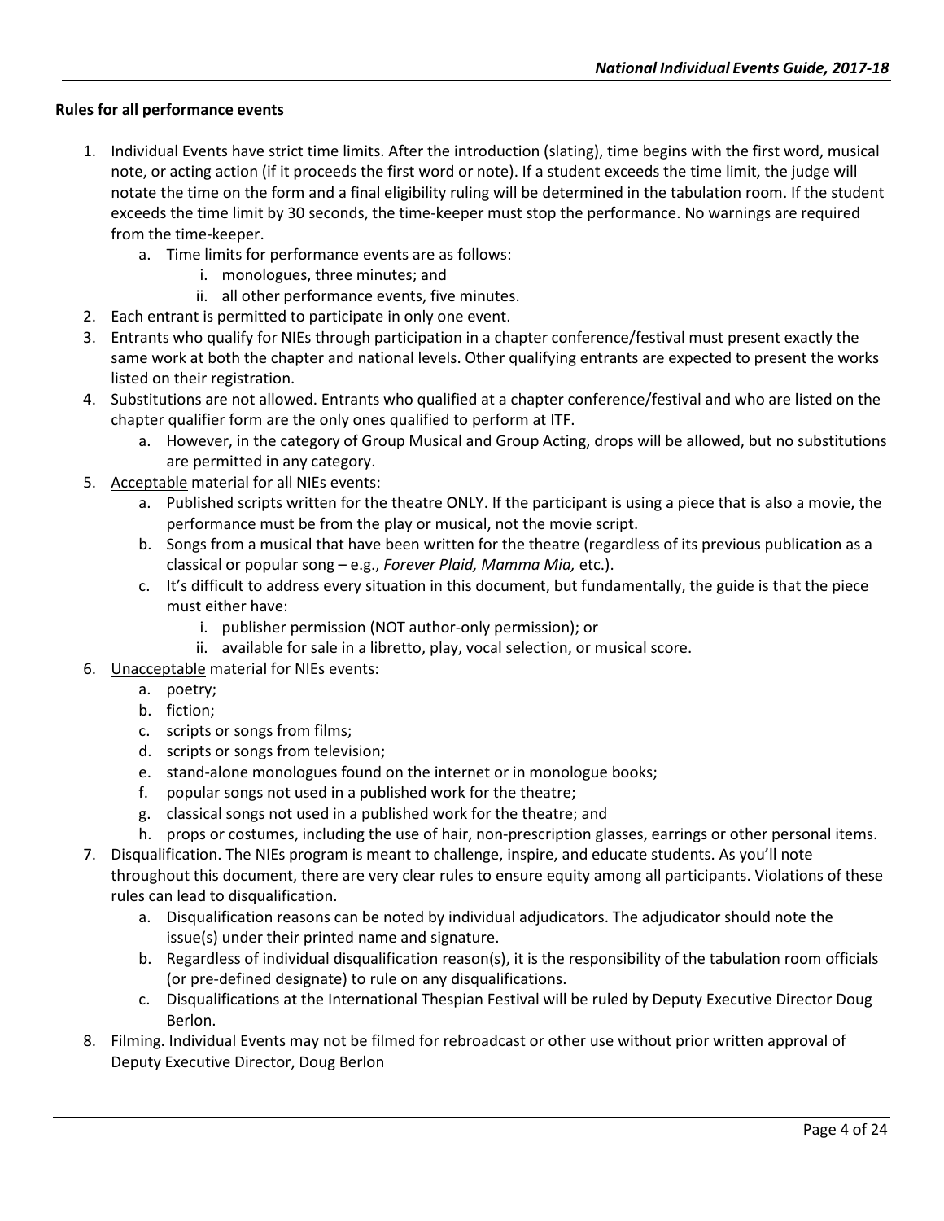**Rules for all performance events**

1. Individual Events have strict time limits. After the introduction (slating), time begins with the first word, musical note, or acting action (if it proceeds the first word or note). If a student exceeds the time limit, the judge will notate the time on the form and a final eligibility ruling will be determined in the tabulation room. If the student exceeds the time limit by 30 seconds, the time-keeper must stop the performance. No warnings are required from the time-keeper.
   a. Time limits for performance events are as follows:
      i. monologues, three minutes; and
      ii. all other performance events, five minutes.
2. Each entrant is permitted to participate in only one event.
3. Entrants who qualify for NIEs through participation in a chapter conference/festival must present exactly the same work at both the chapter and national levels. Other qualifying entrants are expected to present the works listed on their registration.
4. Substitutions are not allowed. Entrants who qualified at a chapter conference/festival and who are listed on the chapter qualifier form are the only ones qualified to perform at ITF.
   a. However, in the category of Group Musical and Group Acting, drops will be allowed, but no substitutions are permitted in any category.
5. <u>Acceptable</u> material for all NIEs events:
   a. Published scripts written for the theatre ONLY. If the participant is using a piece that is also a movie, the performance must be from the play or musical, not the movie script.
   b. Songs from a musical that have been written for the theatre (regardless of its previous publication as a classical or popular song – e.g., *Forever Plaid, Mamma Mia,* etc.).
   c. It's difficult to address every situation in this document, but fundamentally, the guide is that the piece must either have:
      i. publisher permission (NOT author-only permission); or
      ii. available for sale in a libretto, play, vocal selection, or musical score.
6. <u>Unacceptable</u> material for NIEs events:
   a. poetry;
   b. fiction;
   c. scripts or songs from films;
   d. scripts or songs from television;
   e. stand-alone monologues found on the internet or in monologue books;
   f. popular songs not used in a published work for the theatre;
   g. classical songs not used in a published work for the theatre; and
   h. props or costumes, including the use of hair, non-prescription glasses, earrings or other personal items.
7. Disqualification. The NIEs program is meant to challenge, inspire, and educate students. As you'll note throughout this document, there are very clear rules to ensure equity among all participants. Violations of these rules can lead to disqualification.
   a. Disqualification reasons can be noted by individual adjudicators. The adjudicator should note the issue(s) under their printed name and signature.
   b. Regardless of individual disqualification reason(s), it is the responsibility of the tabulation room officials (or pre-defined designate) to rule on any disqualifications.
   c. Disqualifications at the International Thespian Festival will be ruled by Deputy Executive Director Doug Berlon.
8. Filming. Individual Events may not be filmed for rebroadcast or other use without prior written approval of Deputy Executive Director, Doug Berlon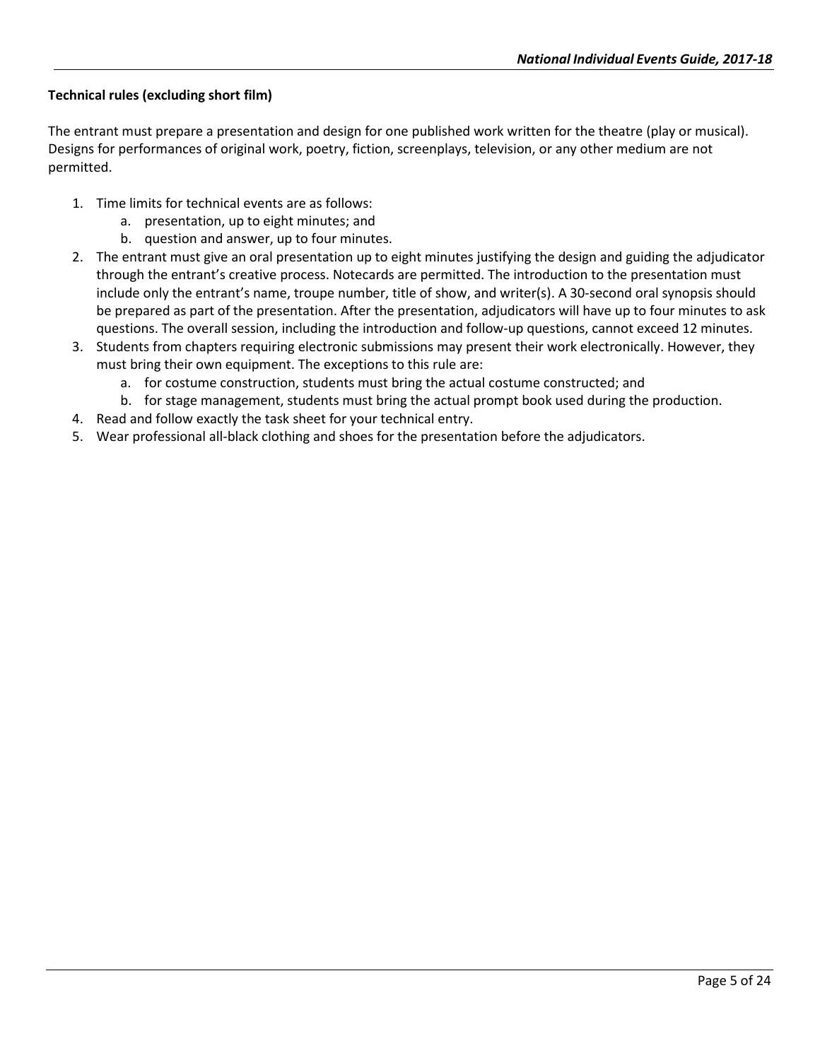**Technical rules (excluding short film)**

The entrant must prepare a presentation and design for one published work written for the theatre (play or musical). Designs for performances of original work, poetry, fiction, screenplays, television, or any other medium are not permitted.

1. Time limits for technical events are as follows:
    a. presentation, up to eight minutes; and
    b. question and answer, up to four minutes.
2. The entrant must give an oral presentation up to eight minutes justifying the design and guiding the adjudicator through the entrant's creative process. Notecards are permitted. The introduction to the presentation must include only the entrant's name, troupe number, title of show, and writer(s). A 30-second oral synopsis should be prepared as part of the presentation. After the presentation, adjudicators will have up to four minutes to ask questions. The overall session, including the introduction and follow-up questions, cannot exceed 12 minutes.
3. Students from chapters requiring electronic submissions may present their work electronically. However, they must bring their own equipment. The exceptions to this rule are:
    a. for costume construction, students must bring the actual costume constructed; and
    b. for stage management, students must bring the actual prompt book used during the production.
4. Read and follow exactly the task sheet for your technical entry.
5. Wear professional all-black clothing and shoes for the presentation before the adjudicators.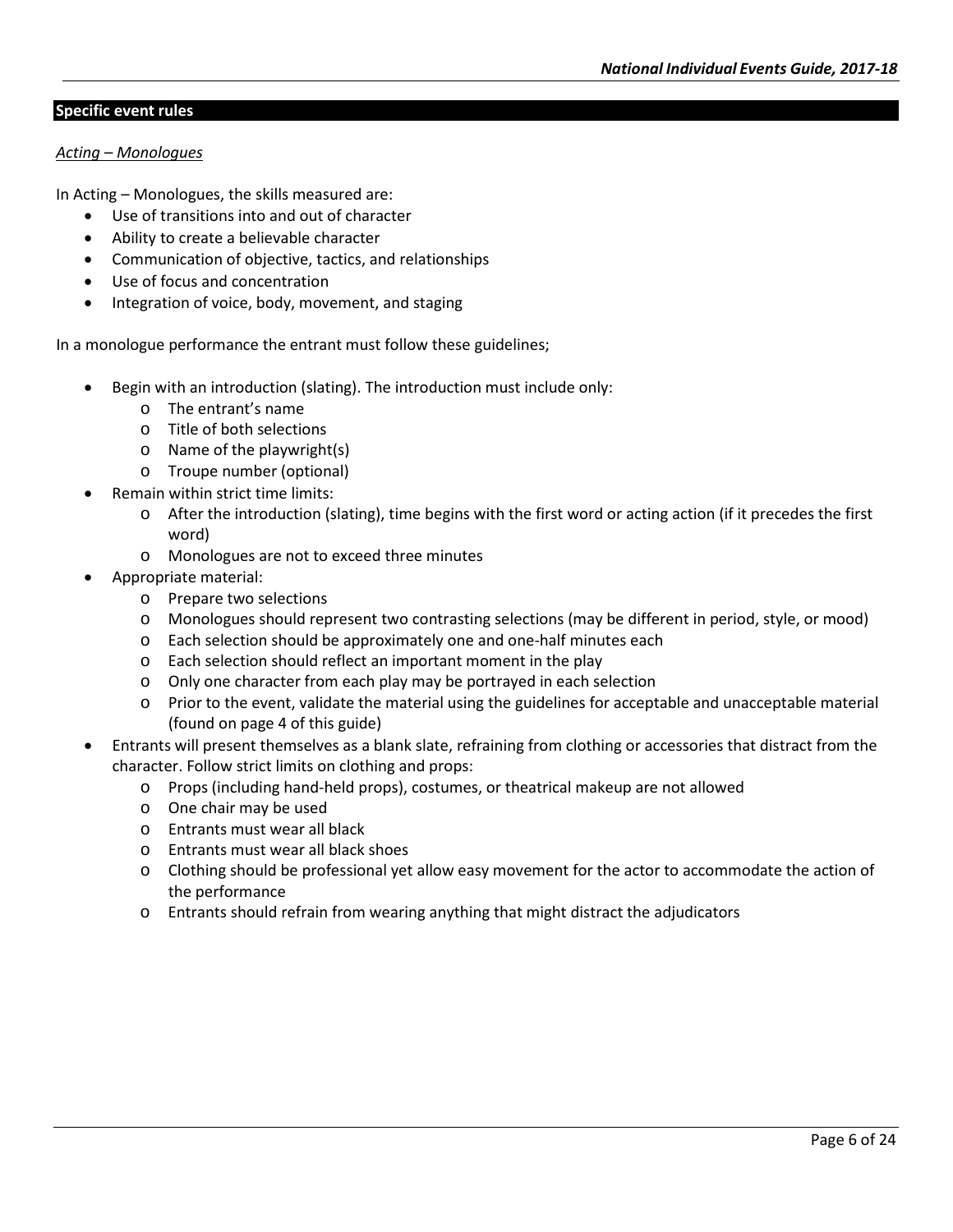## Specific event rules

### *Acting – Monologues*

In Acting – Monologues, the skills measured are:

- Use of transitions into and out of character
- Ability to create a believable character
- Communication of objective, tactics, and relationships
- Use of focus and concentration
- Integration of voice, body, movement, and staging

In a monologue performance the entrant must follow these guidelines;

- Begin with an introduction (slating). The introduction must include only:
  - The entrant's name
  - Title of both selections
  - Name of the playwright(s)
  - Troupe number (optional)
- Remain within strict time limits:
  - After the introduction (slating), time begins with the first word or acting action (if it precedes the first word)
  - Monologues are not to exceed three minutes
- Appropriate material:
  - Prepare two selections
  - Monologues should represent two contrasting selections (may be different in period, style, or mood)
  - Each selection should be approximately one and one-half minutes each
  - Each selection should reflect an important moment in the play
  - Only one character from each play may be portrayed in each selection
  - Prior to the event, validate the material using the guidelines for acceptable and unacceptable material (found on page 4 of this guide)
- Entrants will present themselves as a blank slate, refraining from clothing or accessories that distract from the character. Follow strict limits on clothing and props:
  - Props (including hand-held props), costumes, or theatrical makeup are not allowed
  - One chair may be used
  - Entrants must wear all black
  - Entrants must wear all black shoes
  - Clothing should be professional yet allow easy movement for the actor to accommodate the action of the performance
  - Entrants should refrain from wearing anything that might distract the adjudicators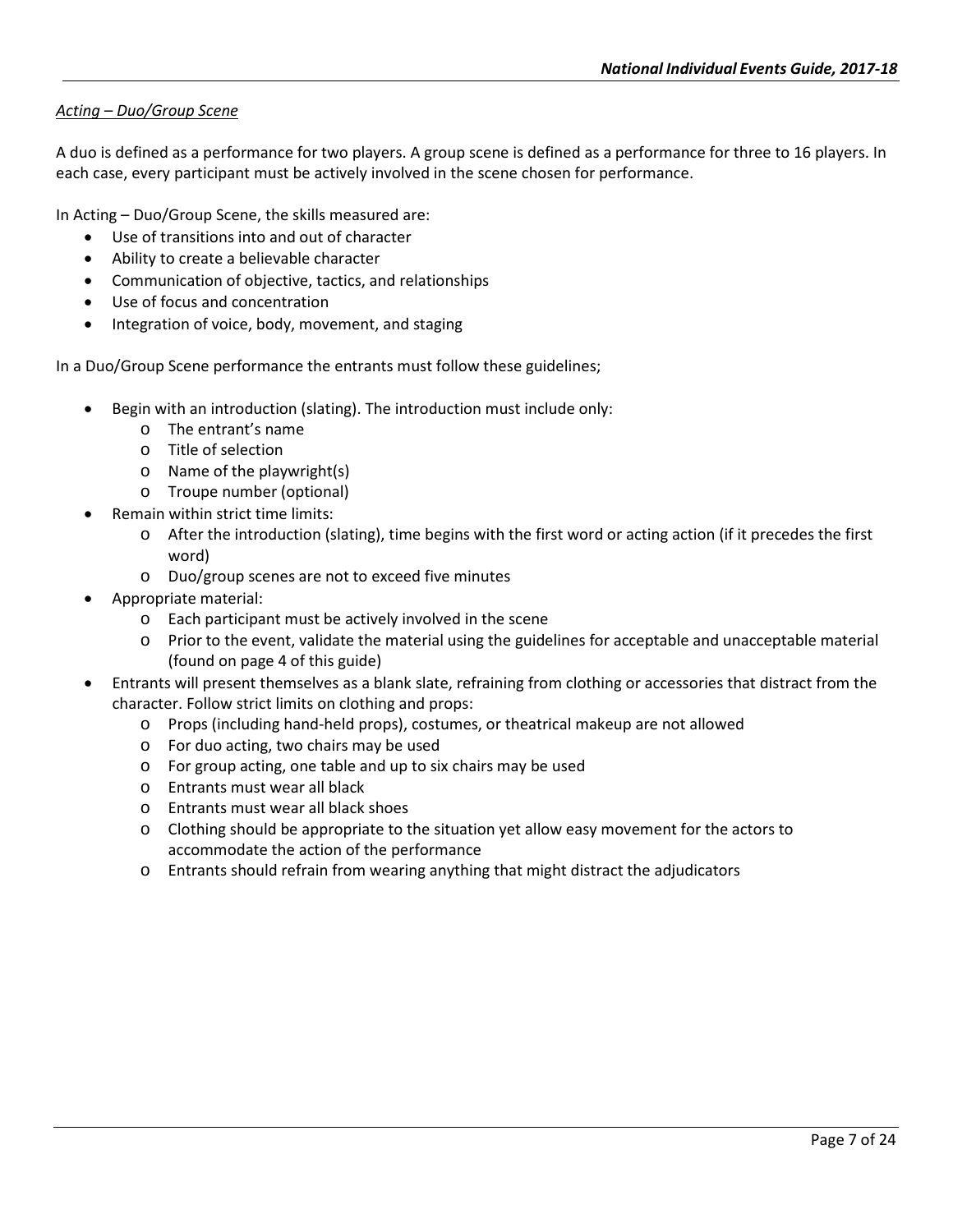*Acting – Duo/Group Scene*

A duo is defined as a performance for two players. A group scene is defined as a performance for three to 16 players. In each case, every participant must be actively involved in the scene chosen for performance.

In Acting – Duo/Group Scene, the skills measured are:

- Use of transitions into and out of character
- Ability to create a believable character
- Communication of objective, tactics, and relationships
- Use of focus and concentration
- Integration of voice, body, movement, and staging

In a Duo/Group Scene performance the entrants must follow these guidelines;

- Begin with an introduction (slating). The introduction must include only:
  - The entrant's name
  - Title of selection
  - Name of the playwright(s)
  - Troupe number (optional)
- Remain within strict time limits:
  - After the introduction (slating), time begins with the first word or acting action (if it precedes the first word)
  - Duo/group scenes are not to exceed five minutes
- Appropriate material:
  - Each participant must be actively involved in the scene
  - Prior to the event, validate the material using the guidelines for acceptable and unacceptable material (found on page 4 of this guide)
- Entrants will present themselves as a blank slate, refraining from clothing or accessories that distract from the character. Follow strict limits on clothing and props:
  - Props (including hand-held props), costumes, or theatrical makeup are not allowed
  - For duo acting, two chairs may be used
  - For group acting, one table and up to six chairs may be used
  - Entrants must wear all black
  - Entrants must wear all black shoes
  - Clothing should be appropriate to the situation yet allow easy movement for the actors to accommodate the action of the performance
  - Entrants should refrain from wearing anything that might distract the adjudicators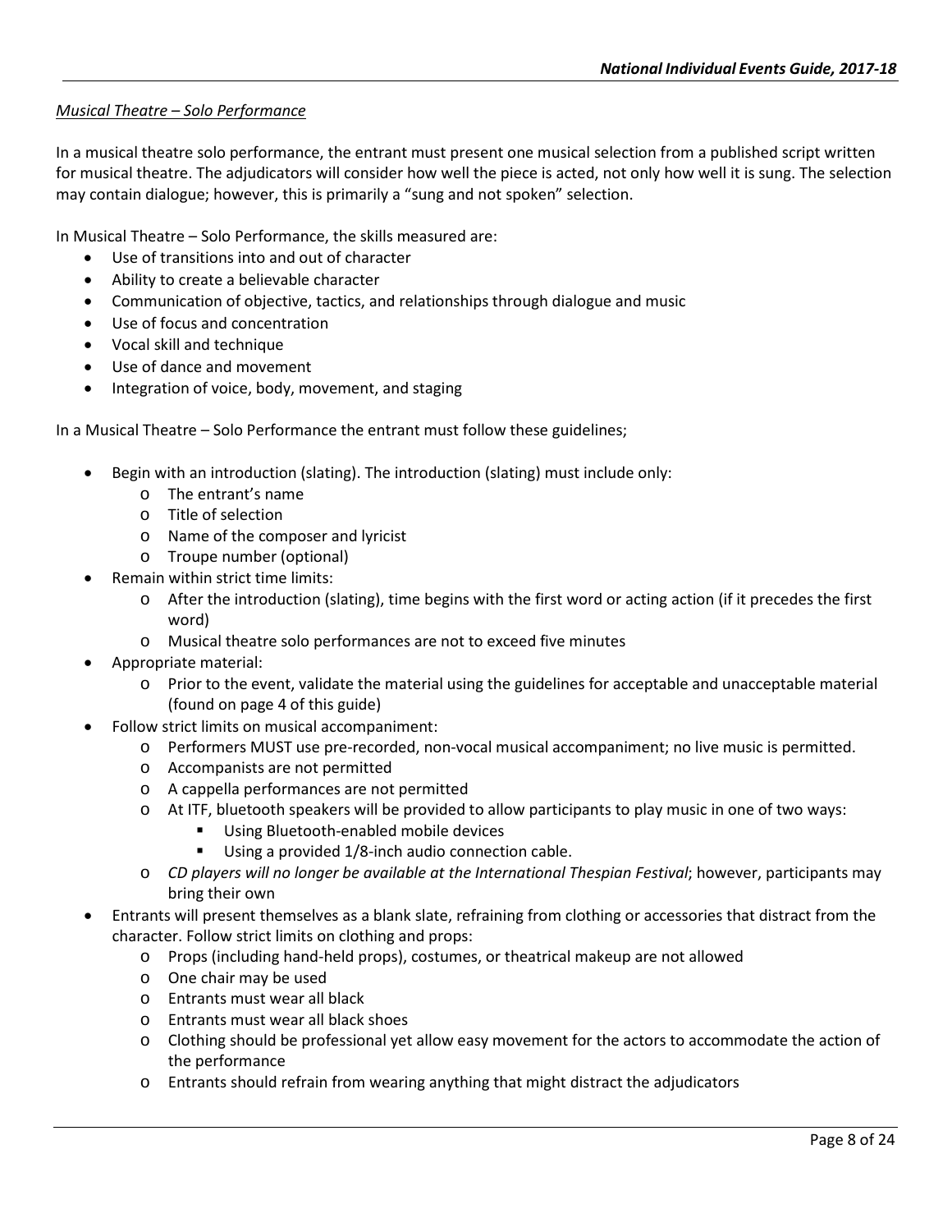*Musical Theatre – Solo Performance*

In a musical theatre solo performance, the entrant must present one musical selection from a published script written for musical theatre. The adjudicators will consider how well the piece is acted, not only how well it is sung. The selection may contain dialogue; however, this is primarily a "sung and not spoken" selection.

In Musical Theatre – Solo Performance, the skills measured are:

- Use of transitions into and out of character
- Ability to create a believable character
- Communication of objective, tactics, and relationships through dialogue and music
- Use of focus and concentration
- Vocal skill and technique
- Use of dance and movement
- Integration of voice, body, movement, and staging

In a Musical Theatre – Solo Performance the entrant must follow these guidelines;

- Begin with an introduction (slating). The introduction (slating) must include only:
  - The entrant's name
  - Title of selection
  - Name of the composer and lyricist
  - Troupe number (optional)
- Remain within strict time limits:
  - After the introduction (slating), time begins with the first word or acting action (if it precedes the first word)
  - Musical theatre solo performances are not to exceed five minutes
- Appropriate material:
  - Prior to the event, validate the material using the guidelines for acceptable and unacceptable material (found on page 4 of this guide)
- Follow strict limits on musical accompaniment:
  - Performers MUST use pre-recorded, non-vocal musical accompaniment; no live music is permitted.
  - Accompanists are not permitted
  - A cappella performances are not permitted
  - At ITF, bluetooth speakers will be provided to allow participants to play music in one of two ways:
    - Using Bluetooth-enabled mobile devices
    - Using a provided 1/8-inch audio connection cable.
  - *CD players will no longer be available at the International Thespian Festival*; however, participants may bring their own
- Entrants will present themselves as a blank slate, refraining from clothing or accessories that distract from the character. Follow strict limits on clothing and props:
  - Props (including hand-held props), costumes, or theatrical makeup are not allowed
  - One chair may be used
  - Entrants must wear all black
  - Entrants must wear all black shoes
  - Clothing should be professional yet allow easy movement for the actors to accommodate the action of the performance
  - Entrants should refrain from wearing anything that might distract the adjudicators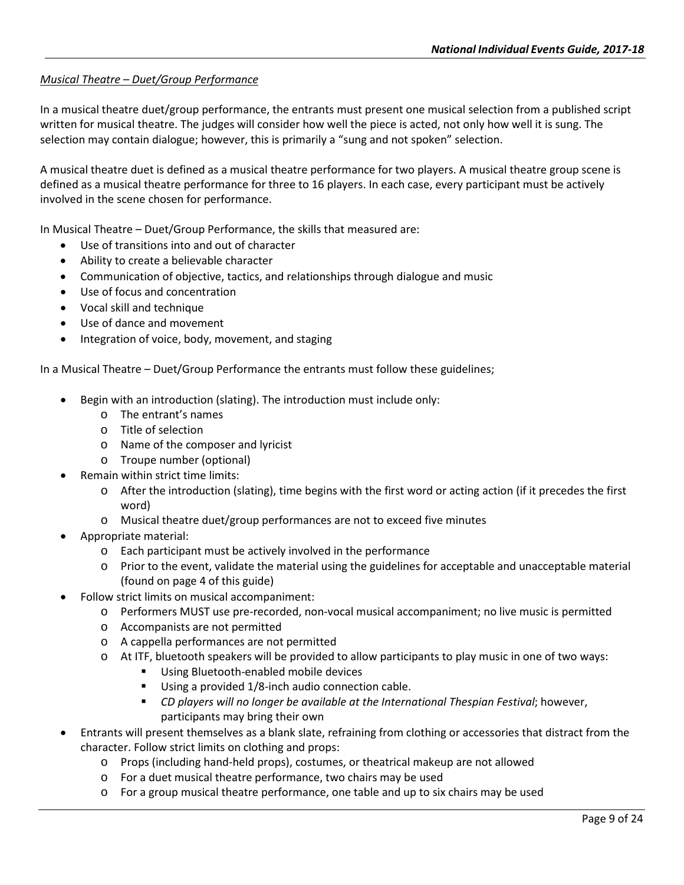*Musical Theatre – Duet/Group Performance*

In a musical theatre duet/group performance, the entrants must present one musical selection from a published script written for musical theatre. The judges will consider how well the piece is acted, not only how well it is sung. The selection may contain dialogue; however, this is primarily a "sung and not spoken" selection.

A musical theatre duet is defined as a musical theatre performance for two players. A musical theatre group scene is defined as a musical theatre performance for three to 16 players. In each case, every participant must be actively involved in the scene chosen for performance.

In Musical Theatre – Duet/Group Performance, the skills that measured are:

- Use of transitions into and out of character
- Ability to create a believable character
- Communication of objective, tactics, and relationships through dialogue and music
- Use of focus and concentration
- Vocal skill and technique
- Use of dance and movement
- Integration of voice, body, movement, and staging

In a Musical Theatre – Duet/Group Performance the entrants must follow these guidelines;

- Begin with an introduction (slating). The introduction must include only:
  - The entrant's names
  - Title of selection
  - Name of the composer and lyricist
  - Troupe number (optional)
- Remain within strict time limits:
  - After the introduction (slating), time begins with the first word or acting action (if it precedes the first word)
  - Musical theatre duet/group performances are not to exceed five minutes
- Appropriate material:
  - Each participant must be actively involved in the performance
  - Prior to the event, validate the material using the guidelines for acceptable and unacceptable material (found on page 4 of this guide)
- Follow strict limits on musical accompaniment:
  - Performers MUST use pre-recorded, non-vocal musical accompaniment; no live music is permitted
  - Accompanists are not permitted
  - A cappella performances are not permitted
  - At ITF, bluetooth speakers will be provided to allow participants to play music in one of two ways:
    - Using Bluetooth-enabled mobile devices
    - Using a provided 1/8-inch audio connection cable.
    - *CD players will no longer be available at the International Thespian Festival*; however, participants may bring their own
- Entrants will present themselves as a blank slate, refraining from clothing or accessories that distract from the character. Follow strict limits on clothing and props:
  - Props (including hand-held props), costumes, or theatrical makeup are not allowed
  - For a duet musical theatre performance, two chairs may be used
  - For a group musical theatre performance, one table and up to six chairs may be used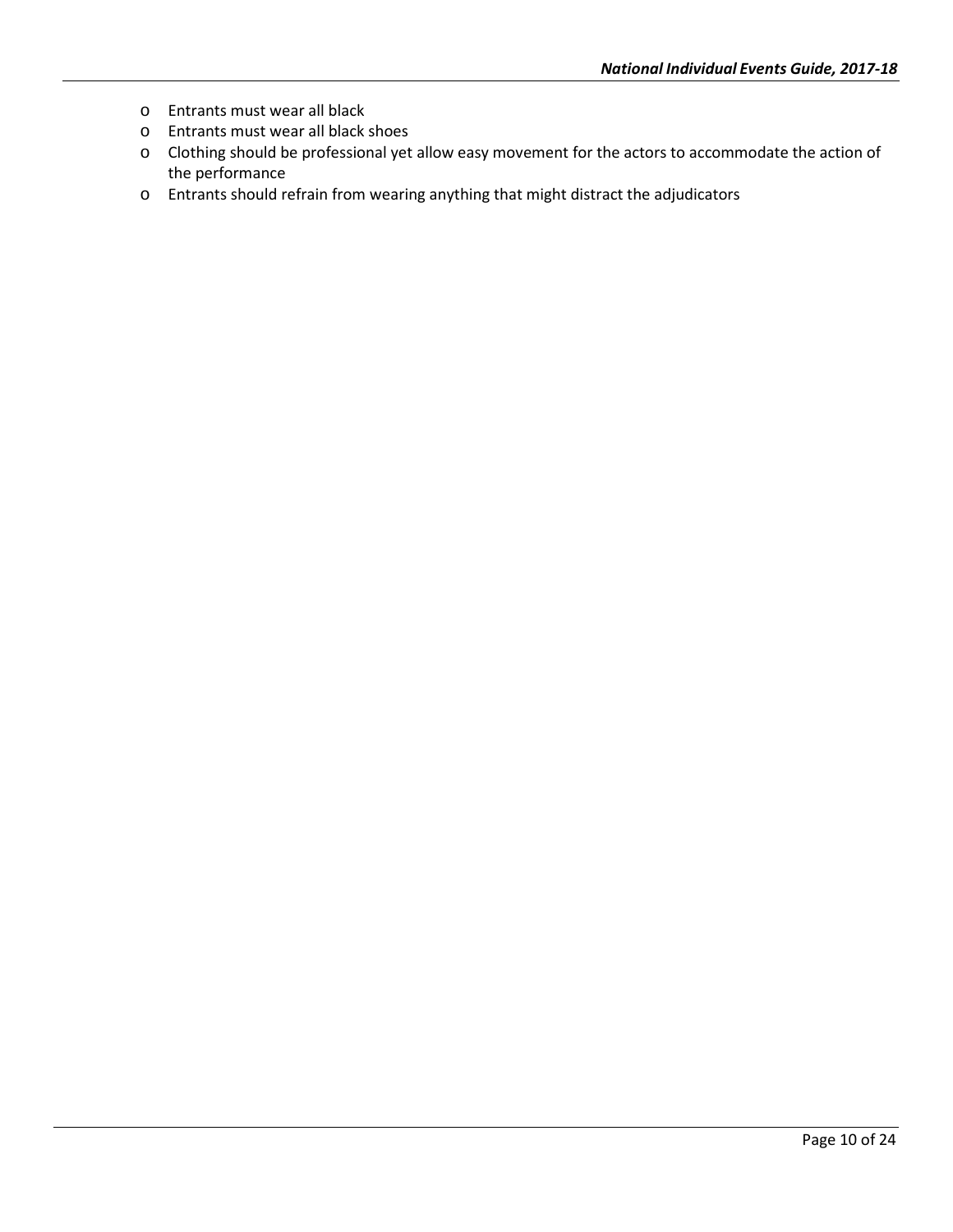- Entrants must wear all black
- Entrants must wear all black shoes
- Clothing should be professional yet allow easy movement for the actors to accommodate the action of the performance
- Entrants should refrain from wearing anything that might distract the adjudicators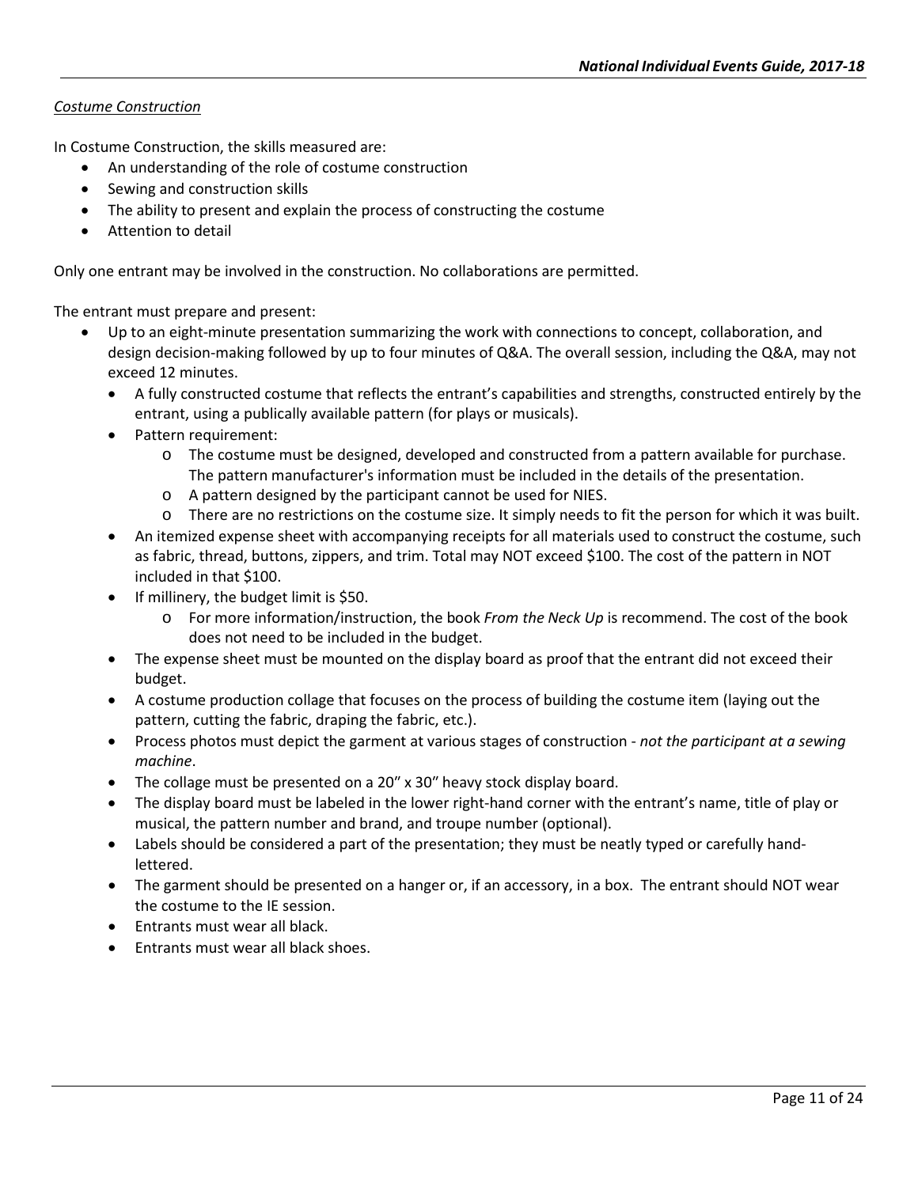*Costume Construction*

In Costume Construction, the skills measured are:

- An understanding of the role of costume construction
- Sewing and construction skills
- The ability to present and explain the process of constructing the costume
- Attention to detail

Only one entrant may be involved in the construction. No collaborations are permitted.

The entrant must prepare and present:

- Up to an eight-minute presentation summarizing the work with connections to concept, collaboration, and design decision-making followed by up to four minutes of Q&A. The overall session, including the Q&A, may not exceed 12 minutes.
  - A fully constructed costume that reflects the entrant's capabilities and strengths, constructed entirely by the entrant, using a publically available pattern (for plays or musicals).
  - Pattern requirement:
    - The costume must be designed, developed and constructed from a pattern available for purchase. The pattern manufacturer's information must be included in the details of the presentation.
    - A pattern designed by the participant cannot be used for NIES.
    - There are no restrictions on the costume size. It simply needs to fit the person for which it was built.
  - An itemized expense sheet with accompanying receipts for all materials used to construct the costume, such as fabric, thread, buttons, zippers, and trim. Total may NOT exceed $100. The cost of the pattern in NOT included in that $100.
  - If millinery, the budget limit is $50.
    - For more information/instruction, the book *From the Neck Up* is recommend. The cost of the book does not need to be included in the budget.
  - The expense sheet must be mounted on the display board as proof that the entrant did not exceed their budget.
  - A costume production collage that focuses on the process of building the costume item (laying out the pattern, cutting the fabric, draping the fabric, etc.).
  - Process photos must depict the garment at various stages of construction - *not the participant at a sewing machine*.
  - The collage must be presented on a 20" x 30" heavy stock display board.
  - The display board must be labeled in the lower right-hand corner with the entrant's name, title of play or musical, the pattern number and brand, and troupe number (optional).
  - Labels should be considered a part of the presentation; they must be neatly typed or carefully hand-lettered.
  - The garment should be presented on a hanger or, if an accessory, in a box. The entrant should NOT wear the costume to the IE session.
  - Entrants must wear all black.
  - Entrants must wear all black shoes.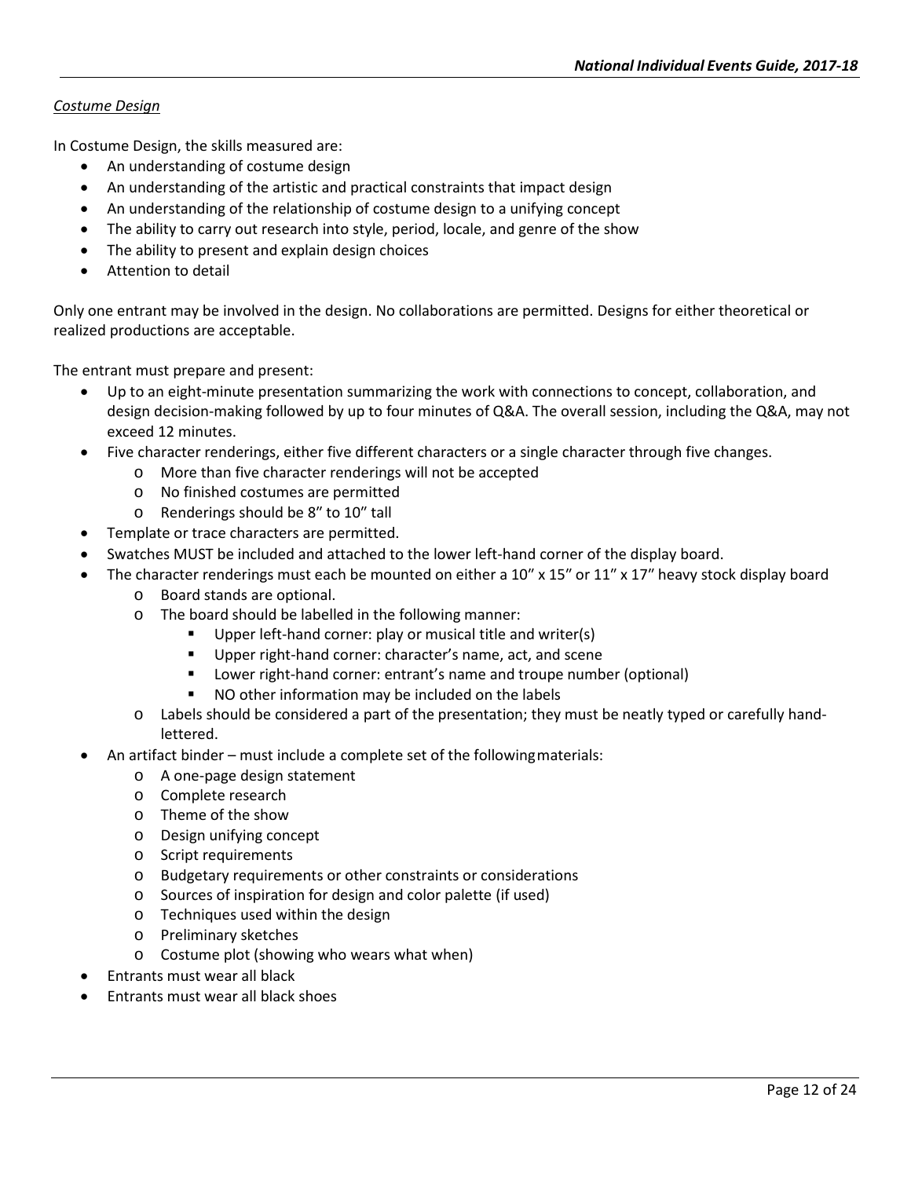*Costume Design*

In Costume Design, the skills measured are:

- An understanding of costume design
- An understanding of the artistic and practical constraints that impact design
- An understanding of the relationship of costume design to a unifying concept
- The ability to carry out research into style, period, locale, and genre of the show
- The ability to present and explain design choices
- Attention to detail

Only one entrant may be involved in the design. No collaborations are permitted. Designs for either theoretical or realized productions are acceptable.

The entrant must prepare and present:

- Up to an eight-minute presentation summarizing the work with connections to concept, collaboration, and design decision-making followed by up to four minutes of Q&A. The overall session, including the Q&A, may not exceed 12 minutes.
- Five character renderings, either five different characters or a single character through five changes.
  - More than five character renderings will not be accepted
  - No finished costumes are permitted
  - Renderings should be 8" to 10" tall
- Template or trace characters are permitted.
- Swatches MUST be included and attached to the lower left-hand corner of the display board.
- The character renderings must each be mounted on either a 10" x 15" or 11" x 17" heavy stock display board
  - Board stands are optional.
  - The board should be labelled in the following manner:
    - Upper left-hand corner: play or musical title and writer(s)
    - Upper right-hand corner: character's name, act, and scene
    - Lower right-hand corner: entrant's name and troupe number (optional)
    - NO other information may be included on the labels
  - Labels should be considered a part of the presentation; they must be neatly typed or carefully hand-lettered.
- An artifact binder – must include a complete set of the following materials:
  - A one-page design statement
  - Complete research
  - Theme of the show
  - Design unifying concept
  - Script requirements
  - Budgetary requirements or other constraints or considerations
  - Sources of inspiration for design and color palette (if used)
  - Techniques used within the design
  - Preliminary sketches
  - Costume plot (showing who wears what when)
- Entrants must wear all black
- Entrants must wear all black shoes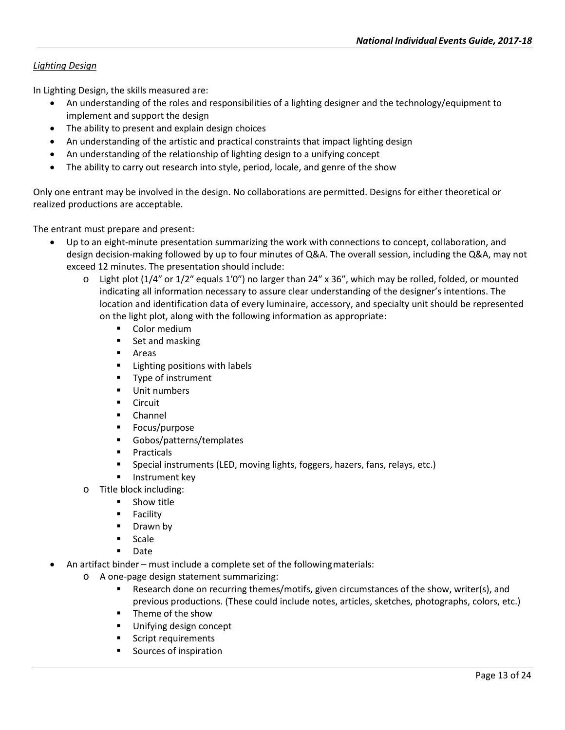*Lighting Design*

In Lighting Design, the skills measured are:

- An understanding of the roles and responsibilities of a lighting designer and the technology/equipment to implement and support the design
- The ability to present and explain design choices
- An understanding of the artistic and practical constraints that impact lighting design
- An understanding of the relationship of lighting design to a unifying concept
- The ability to carry out research into style, period, locale, and genre of the show

Only one entrant may be involved in the design. No collaborations are permitted. Designs for either theoretical or realized productions are acceptable.

The entrant must prepare and present:

- Up to an eight-minute presentation summarizing the work with connections to concept, collaboration, and design decision-making followed by up to four minutes of Q&A. The overall session, including the Q&A, may not exceed 12 minutes. The presentation should include:
  - Light plot (1/4" or 1/2" equals 1'0") no larger than 24" x 36", which may be rolled, folded, or mounted indicating all information necessary to assure clear understanding of the designer's intentions. The location and identification data of every luminaire, accessory, and specialty unit should be represented on the light plot, along with the following information as appropriate:
    - Color medium
    - Set and masking
    - Areas
    - Lighting positions with labels
    - Type of instrument
    - Unit numbers
    - Circuit
    - Channel
    - Focus/purpose
    - Gobos/patterns/templates
    - Practicals
    - Special instruments (LED, moving lights, foggers, hazers, fans, relays, etc.)
    - Instrument key
  - Title block including:
    - Show title
    - Facility
    - Drawn by
    - Scale
    - Date
- An artifact binder – must include a complete set of the following materials:
  - A one-page design statement summarizing:
    - Research done on recurring themes/motifs, given circumstances of the show, writer(s), and previous productions. (These could include notes, articles, sketches, photographs, colors, etc.)
    - Theme of the show
    - Unifying design concept
    - Script requirements
    - Sources of inspiration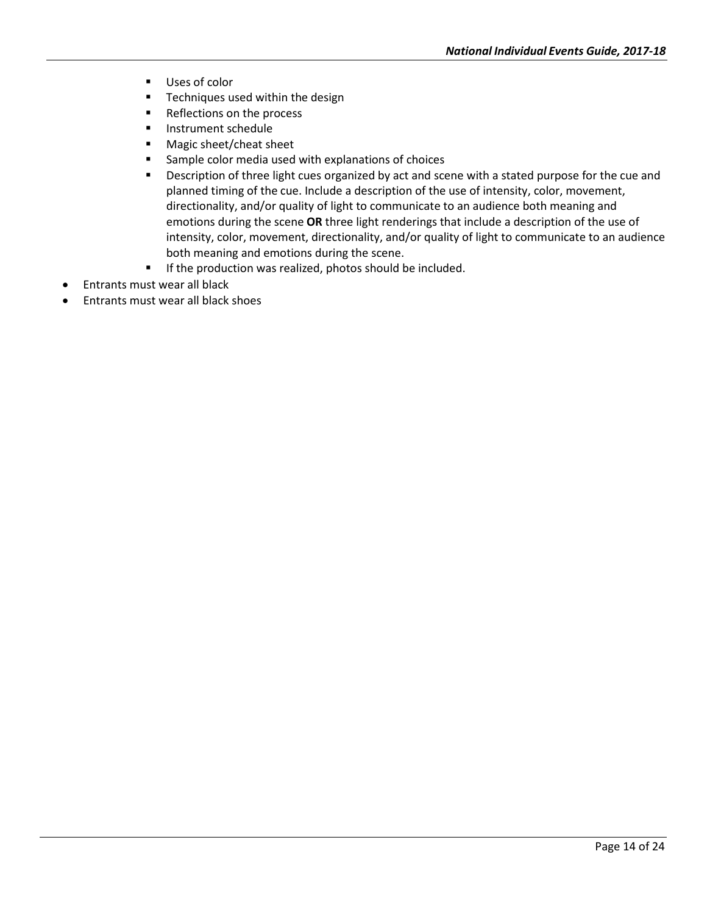- Uses of color
    - Techniques used within the design
    - Reflections on the process
    - Instrument schedule
    - Magic sheet/cheat sheet
    - Sample color media used with explanations of choices
    - Description of three light cues organized by act and scene with a stated purpose for the cue and planned timing of the cue. Include a description of the use of intensity, color, movement, directionality, and/or quality of light to communicate to an audience both meaning and emotions during the scene **OR** three light renderings that include a description of the use of intensity, color, movement, directionality, and/or quality of light to communicate to an audience both meaning and emotions during the scene.
    - If the production was realized, photos should be included.
- Entrants must wear all black
- Entrants must wear all black shoes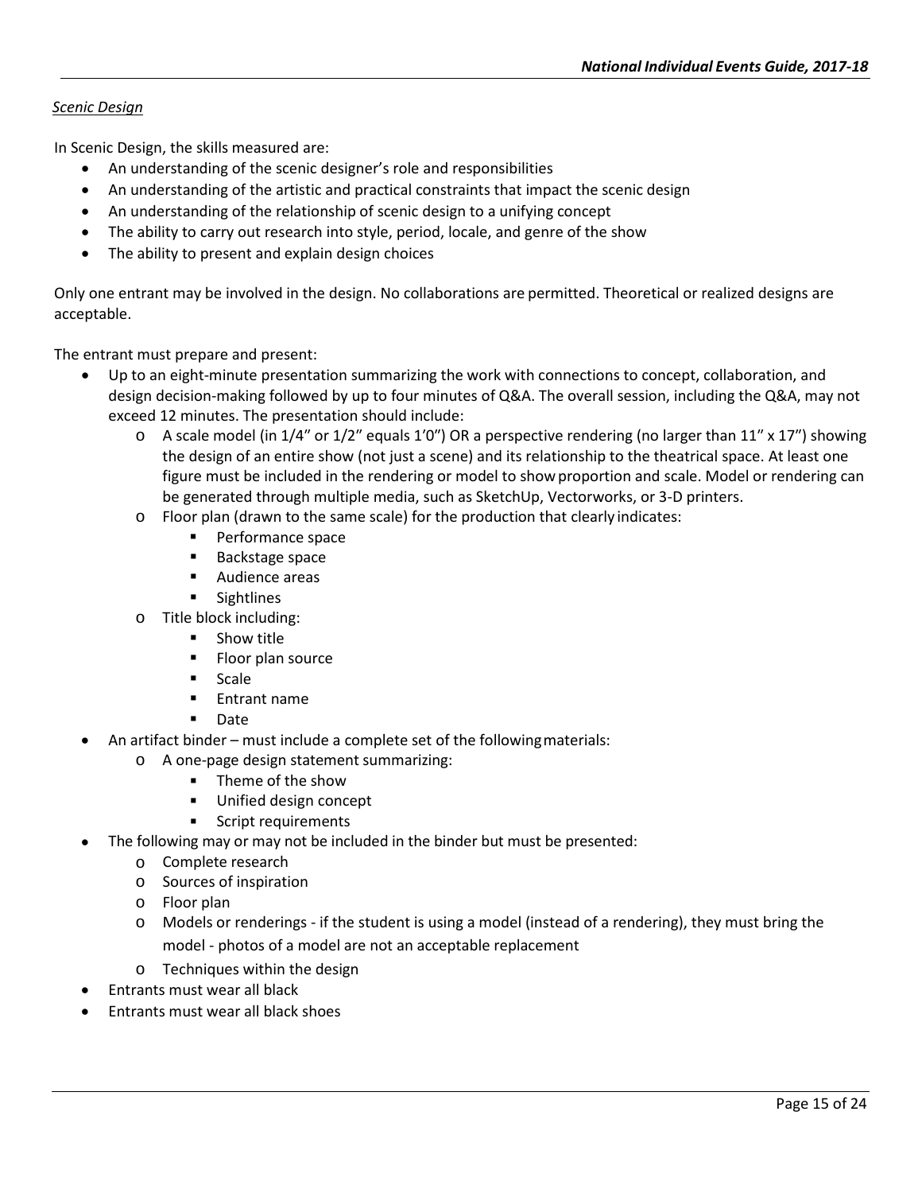*Scenic Design*

In Scenic Design, the skills measured are:

- An understanding of the scenic designer's role and responsibilities
- An understanding of the artistic and practical constraints that impact the scenic design
- An understanding of the relationship of scenic design to a unifying concept
- The ability to carry out research into style, period, locale, and genre of the show
- The ability to present and explain design choices

Only one entrant may be involved in the design. No collaborations are permitted. Theoretical or realized designs are acceptable.

The entrant must prepare and present:

- Up to an eight-minute presentation summarizing the work with connections to concept, collaboration, and design decision-making followed by up to four minutes of Q&A. The overall session, including the Q&A, may not exceed 12 minutes. The presentation should include:
  - A scale model (in 1/4" or 1/2" equals 1'0") OR a perspective rendering (no larger than 11" x 17") showing the design of an entire show (not just a scene) and its relationship to the theatrical space. At least one figure must be included in the rendering or model to show proportion and scale. Model or rendering can be generated through multiple media, such as SketchUp, Vectorworks, or 3-D printers.
  - Floor plan (drawn to the same scale) for the production that clearly indicates:
    - Performance space
    - Backstage space
    - Audience areas
    - Sightlines
  - Title block including:
    - Show title
    - Floor plan source
    - Scale
    - Entrant name
    - Date
- An artifact binder – must include a complete set of the following materials:
  - A one-page design statement summarizing:
    - Theme of the show
    - Unified design concept
    - Script requirements
- The following may or may not be included in the binder but must be presented:
  - Complete research
  - Sources of inspiration
  - Floor plan
  - Models or renderings - if the student is using a model (instead of a rendering), they must bring the model - photos of a model are not an acceptable replacement
  - Techniques within the design
- Entrants must wear all black
- Entrants must wear all black shoes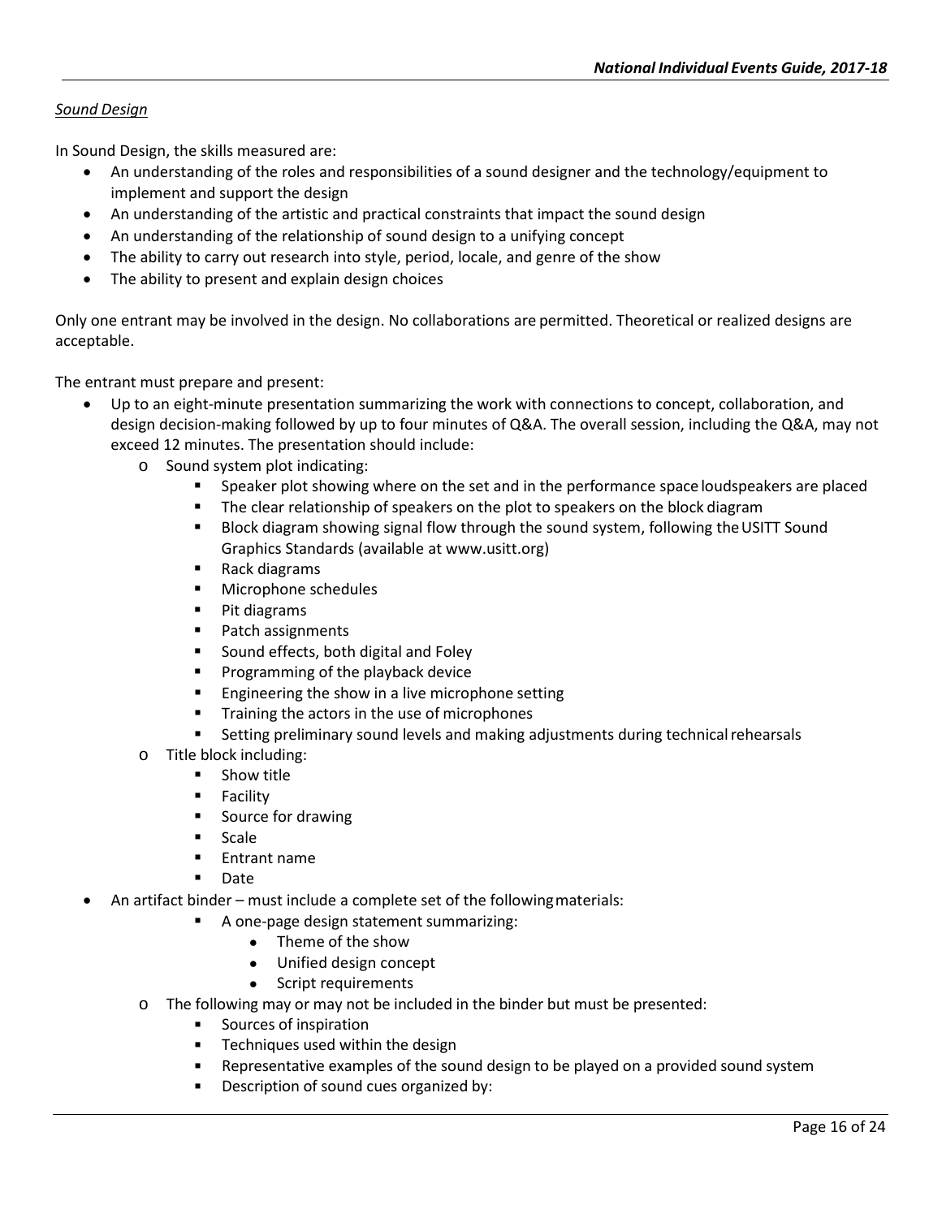*Sound Design*

In Sound Design, the skills measured are:

- An understanding of the roles and responsibilities of a sound designer and the technology/equipment to implement and support the design
- An understanding of the artistic and practical constraints that impact the sound design
- An understanding of the relationship of sound design to a unifying concept
- The ability to carry out research into style, period, locale, and genre of the show
- The ability to present and explain design choices

Only one entrant may be involved in the design. No collaborations are permitted. Theoretical or realized designs are acceptable.

The entrant must prepare and present:

- Up to an eight-minute presentation summarizing the work with connections to concept, collaboration, and design decision-making followed by up to four minutes of Q&A. The overall session, including the Q&A, may not exceed 12 minutes. The presentation should include:
  - Sound system plot indicating:
    - Speaker plot showing where on the set and in the performance space loudspeakers are placed
    - The clear relationship of speakers on the plot to speakers on the block diagram
    - Block diagram showing signal flow through the sound system, following the USITT Sound Graphics Standards (available at www.usitt.org)
    - Rack diagrams
    - Microphone schedules
    - Pit diagrams
    - Patch assignments
    - Sound effects, both digital and Foley
    - Programming of the playback device
    - Engineering the show in a live microphone setting
    - Training the actors in the use of microphones
    - Setting preliminary sound levels and making adjustments during technical rehearsals
  - Title block including:
    - Show title
    - Facility
    - Source for drawing
    - Scale
    - Entrant name
    - Date
- An artifact binder – must include a complete set of the following materials:
    - A one-page design statement summarizing:
      - Theme of the show
      - Unified design concept
      - Script requirements
  - The following may or may not be included in the binder but must be presented:
    - Sources of inspiration
    - Techniques used within the design
    - Representative examples of the sound design to be played on a provided sound system
    - Description of sound cues organized by: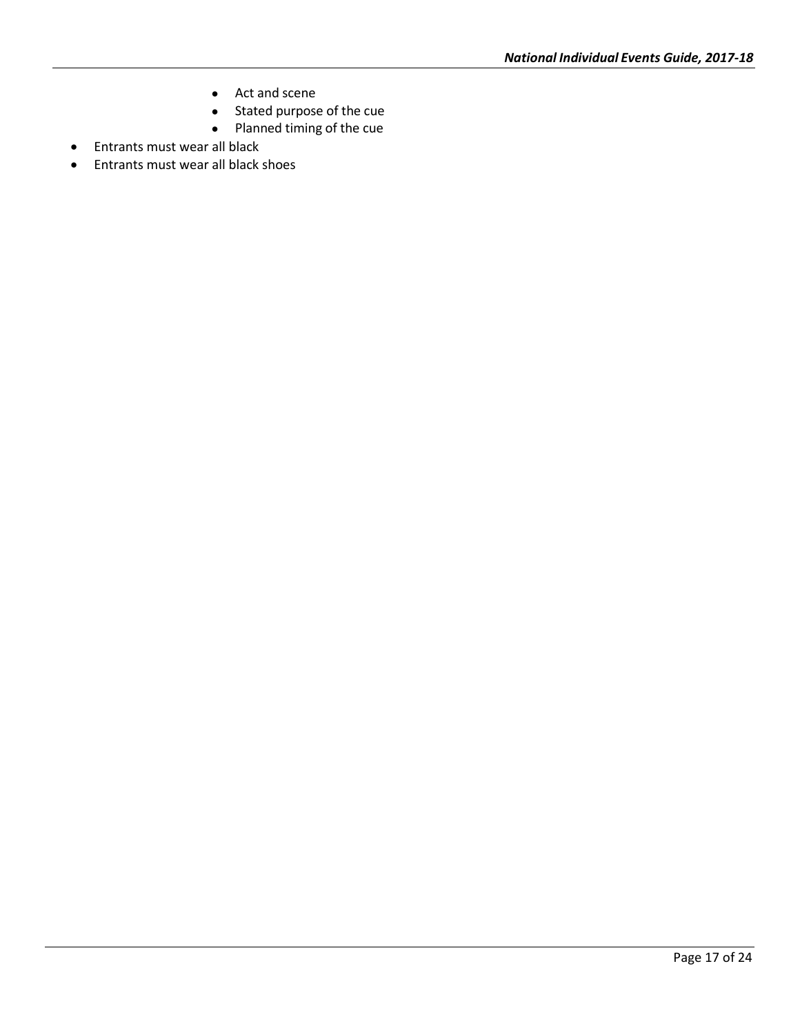- Act and scene
    - Stated purpose of the cue
    - Planned timing of the cue
- Entrants must wear all black
- Entrants must wear all black shoes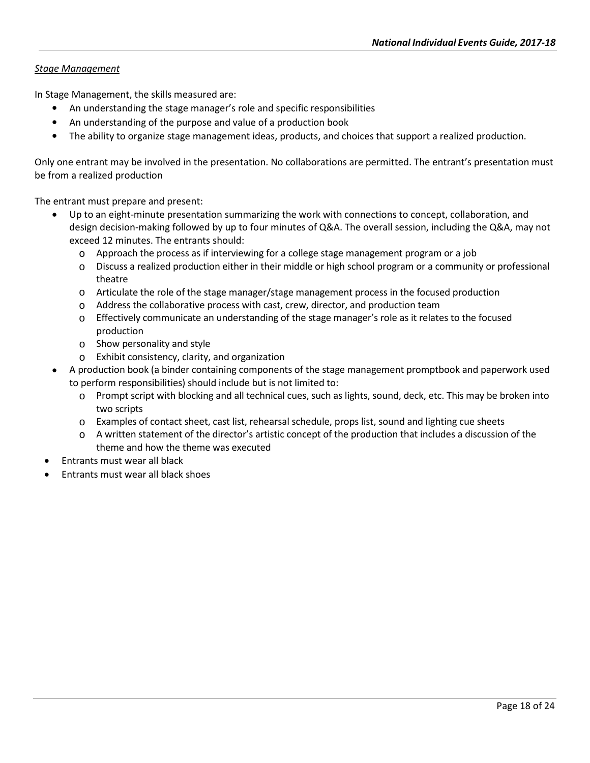*Stage Management*

In Stage Management, the skills measured are:

- An understanding the stage manager's role and specific responsibilities
- An understanding of the purpose and value of a production book
- The ability to organize stage management ideas, products, and choices that support a realized production.

Only one entrant may be involved in the presentation. No collaborations are permitted. The entrant's presentation must be from a realized production

The entrant must prepare and present:

- Up to an eight-minute presentation summarizing the work with connections to concept, collaboration, and design decision-making followed by up to four minutes of Q&A. The overall session, including the Q&A, may not exceed 12 minutes. The entrants should:
  - Approach the process as if interviewing for a college stage management program or a job
  - Discuss a realized production either in their middle or high school program or a community or professional theatre
  - Articulate the role of the stage manager/stage management process in the focused production
  - Address the collaborative process with cast, crew, director, and production team
  - Effectively communicate an understanding of the stage manager's role as it relates to the focused production
  - Show personality and style
  - Exhibit consistency, clarity, and organization
- A production book (a binder containing components of the stage management promptbook and paperwork used to perform responsibilities) should include but is not limited to:
  - Prompt script with blocking and all technical cues, such as lights, sound, deck, etc. This may be broken into two scripts
  - Examples of contact sheet, cast list, rehearsal schedule, props list, sound and lighting cue sheets
  - A written statement of the director's artistic concept of the production that includes a discussion of the theme and how the theme was executed
- Entrants must wear all black
- Entrants must wear all black shoes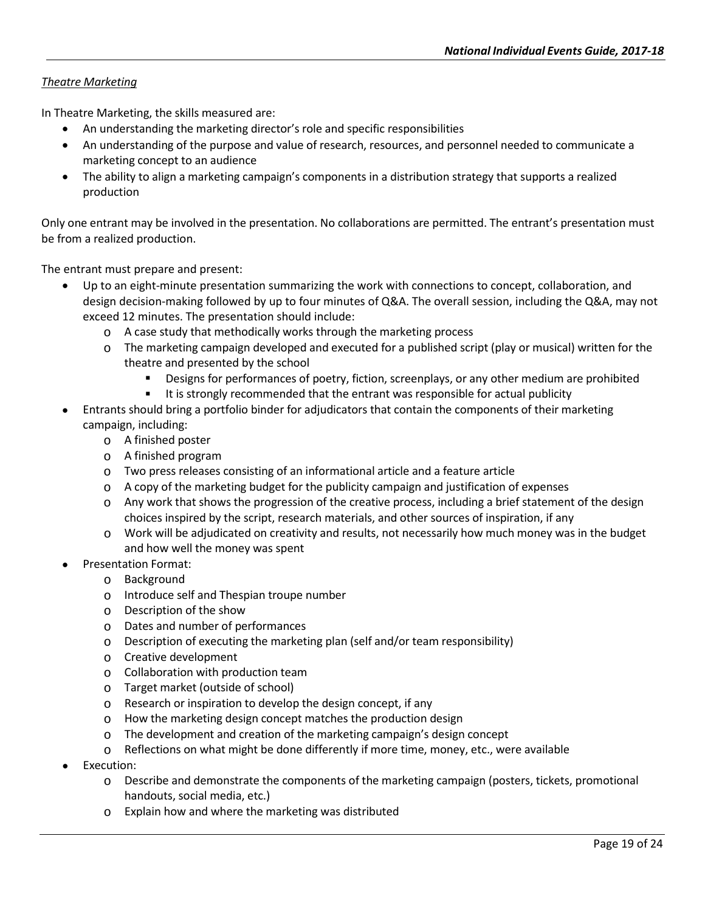*Theatre Marketing*

In Theatre Marketing, the skills measured are:

- An understanding the marketing director's role and specific responsibilities
- An understanding of the purpose and value of research, resources, and personnel needed to communicate a marketing concept to an audience
- The ability to align a marketing campaign's components in a distribution strategy that supports a realized production

Only one entrant may be involved in the presentation. No collaborations are permitted. The entrant's presentation must be from a realized production.

The entrant must prepare and present:

- Up to an eight-minute presentation summarizing the work with connections to concept, collaboration, and design decision-making followed by up to four minutes of Q&A. The overall session, including the Q&A, may not exceed 12 minutes. The presentation should include:
  - A case study that methodically works through the marketing process
  - The marketing campaign developed and executed for a published script (play or musical) written for the theatre and presented by the school
    - Designs for performances of poetry, fiction, screenplays, or any other medium are prohibited
    - It is strongly recommended that the entrant was responsible for actual publicity
- Entrants should bring a portfolio binder for adjudicators that contain the components of their marketing campaign, including:
  - A finished poster
  - A finished program
  - Two press releases consisting of an informational article and a feature article
  - A copy of the marketing budget for the publicity campaign and justification of expenses
  - Any work that shows the progression of the creative process, including a brief statement of the design choices inspired by the script, research materials, and other sources of inspiration, if any
  - Work will be adjudicated on creativity and results, not necessarily how much money was in the budget and how well the money was spent
- Presentation Format:
  - Background
  - Introduce self and Thespian troupe number
  - Description of the show
  - Dates and number of performances
  - Description of executing the marketing plan (self and/or team responsibility)
  - Creative development
  - Collaboration with production team
  - Target market (outside of school)
  - Research or inspiration to develop the design concept, if any
  - How the marketing design concept matches the production design
  - The development and creation of the marketing campaign's design concept
  - Reflections on what might be done differently if more time, money, etc., were available
- Execution:
  - Describe and demonstrate the components of the marketing campaign (posters, tickets, promotional handouts, social media, etc.)
  - Explain how and where the marketing was distributed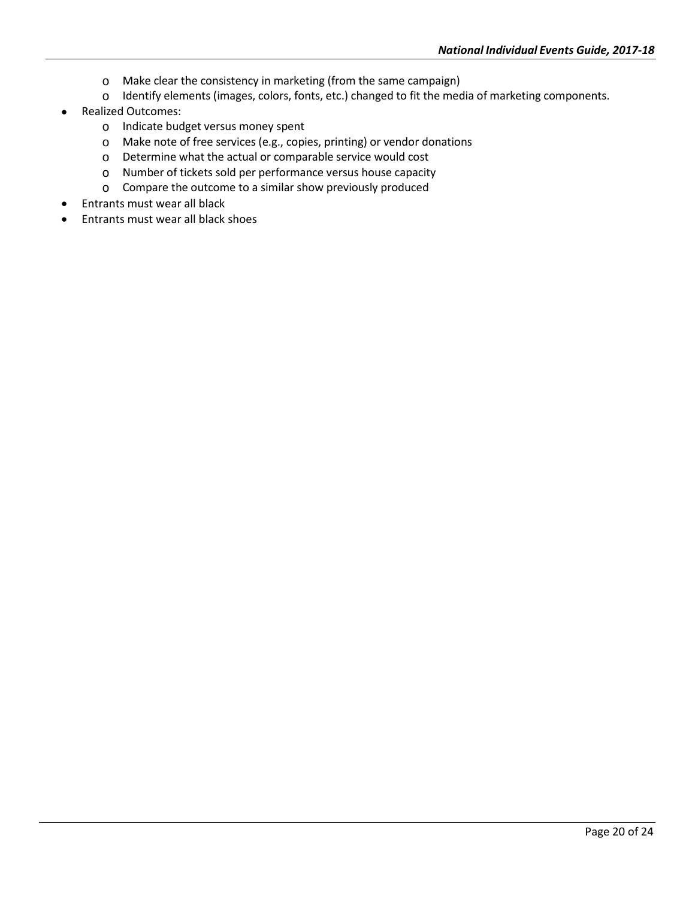- Make clear the consistency in marketing (from the same campaign)
  - Identify elements (images, colors, fonts, etc.) changed to fit the media of marketing components.
- Realized Outcomes:
  - Indicate budget versus money spent
  - Make note of free services (e.g., copies, printing) or vendor donations
  - Determine what the actual or comparable service would cost
  - Number of tickets sold per performance versus house capacity
  - Compare the outcome to a similar show previously produced
- Entrants must wear all black
- Entrants must wear all black shoes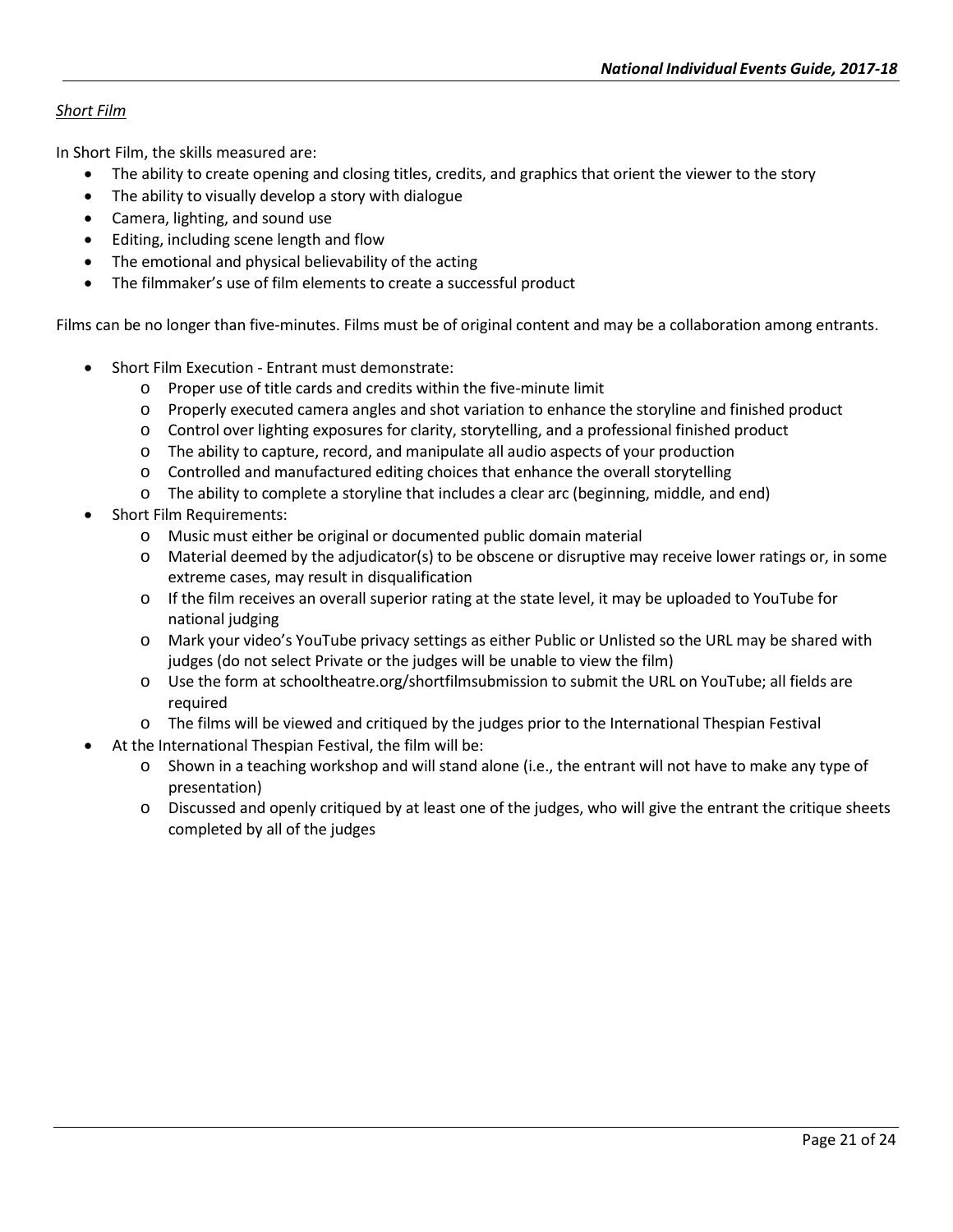*Short Film*

In Short Film, the skills measured are:

- The ability to create opening and closing titles, credits, and graphics that orient the viewer to the story
- The ability to visually develop a story with dialogue
- Camera, lighting, and sound use
- Editing, including scene length and flow
- The emotional and physical believability of the acting
- The filmmaker's use of film elements to create a successful product

Films can be no longer than five-minutes. Films must be of original content and may be a collaboration among entrants.

- Short Film Execution - Entrant must demonstrate:
  - Proper use of title cards and credits within the five-minute limit
  - Properly executed camera angles and shot variation to enhance the storyline and finished product
  - Control over lighting exposures for clarity, storytelling, and a professional finished product
  - The ability to capture, record, and manipulate all audio aspects of your production
  - Controlled and manufactured editing choices that enhance the overall storytelling
  - The ability to complete a storyline that includes a clear arc (beginning, middle, and end)
- Short Film Requirements:
  - Music must either be original or documented public domain material
  - Material deemed by the adjudicator(s) to be obscene or disruptive may receive lower ratings or, in some extreme cases, may result in disqualification
  - If the film receives an overall superior rating at the state level, it may be uploaded to YouTube for national judging
  - Mark your video's YouTube privacy settings as either Public or Unlisted so the URL may be shared with judges (do not select Private or the judges will be unable to view the film)
  - Use the form at schooltheatre.org/shortfilmsubmission to submit the URL on YouTube; all fields are required
  - The films will be viewed and critiqued by the judges prior to the International Thespian Festival
- At the International Thespian Festival, the film will be:
  - Shown in a teaching workshop and will stand alone (i.e., the entrant will not have to make any type of presentation)
  - Discussed and openly critiqued by at least one of the judges, who will give the entrant the critique sheets completed by all of the judges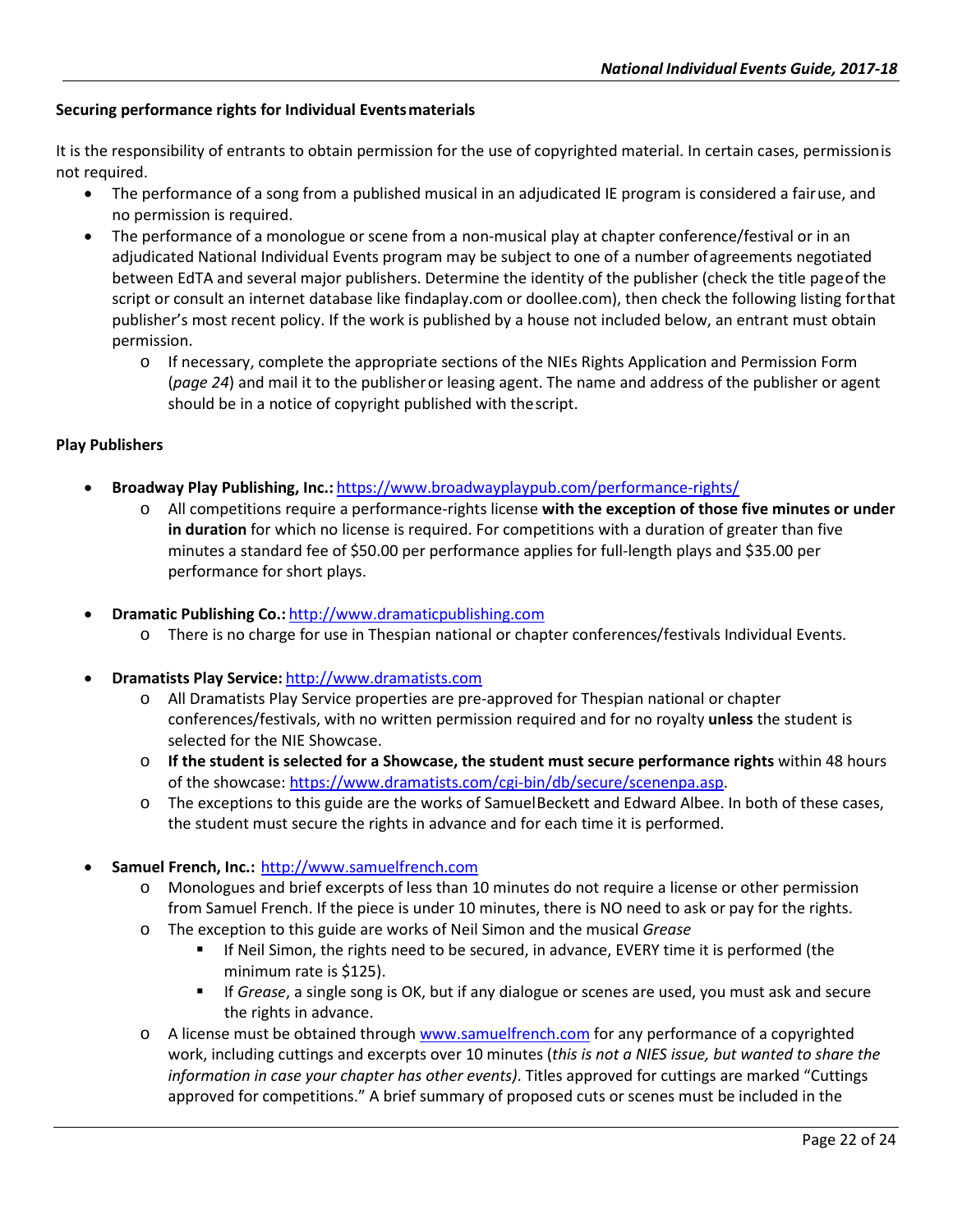**Securing performance rights for Individual Events materials**

It is the responsibility of entrants to obtain permission for the use of copyrighted material. In certain cases, permission is not required.

- The performance of a song from a published musical in an adjudicated IE program is considered a fair use, and no permission is required.
- The performance of a monologue or scene from a non-musical play at chapter conference/festival or in an adjudicated National Individual Events program may be subject to one of a number of agreements negotiated between EdTA and several major publishers. Determine the identity of the publisher (check the title page of the script or consult an internet database like findaplay.com or doollee.com), then check the following listing for that publisher's most recent policy. If the work is published by a house not included below, an entrant must obtain permission.
  - If necessary, complete the appropriate sections of the NIEs Rights Application and Permission Form (*page 24*) and mail it to the publisher or leasing agent. The name and address of the publisher or agent should be in a notice of copyright published with the script.

**Play Publishers**

- **Broadway Play Publishing, Inc.:** https://www.broadwayplaypub.com/performance-rights/
  - All competitions require a performance-rights license **with the exception of those five minutes or under in duration** for which no license is required. For competitions with a duration of greater than five minutes a standard fee of $50.00 per performance applies for full-length plays and $35.00 per performance for short plays.

- **Dramatic Publishing Co.:** http://www.dramaticpublishing.com
  - There is no charge for use in Thespian national or chapter conferences/festivals Individual Events.

- **Dramatists Play Service:** http://www.dramatists.com
  - All Dramatists Play Service properties are pre-approved for Thespian national or chapter conferences/festivals, with no written permission required and for no royalty **unless** the student is selected for the NIE Showcase.
  - **If the student is selected for a Showcase, the student must secure performance rights** within 48 hours of the showcase: https://www.dramatists.com/cgi-bin/db/secure/scenenpa.asp.
  - The exceptions to this guide are the works of Samuel Beckett and Edward Albee. In both of these cases, the student must secure the rights in advance and for each time it is performed.

- **Samuel French, Inc.:** http://www.samuelfrench.com
  - Monologues and brief excerpts of less than 10 minutes do not require a license or other permission from Samuel French. If the piece is under 10 minutes, there is NO need to ask or pay for the rights.
  - The exception to this guide are works of Neil Simon and the musical *Grease*
    - If Neil Simon, the rights need to be secured, in advance, EVERY time it is performed (the minimum rate is $125).
    - If *Grease*, a single song is OK, but if any dialogue or scenes are used, you must ask and secure the rights in advance.
  - A license must be obtained through www.samuelfrench.com for any performance of a copyrighted work, including cuttings and excerpts over 10 minutes (*this is not a NIES issue, but wanted to share the information in case your chapter has other events)*. Titles approved for cuttings are marked "Cuttings approved for competitions." A brief summary of proposed cuts or scenes must be included in the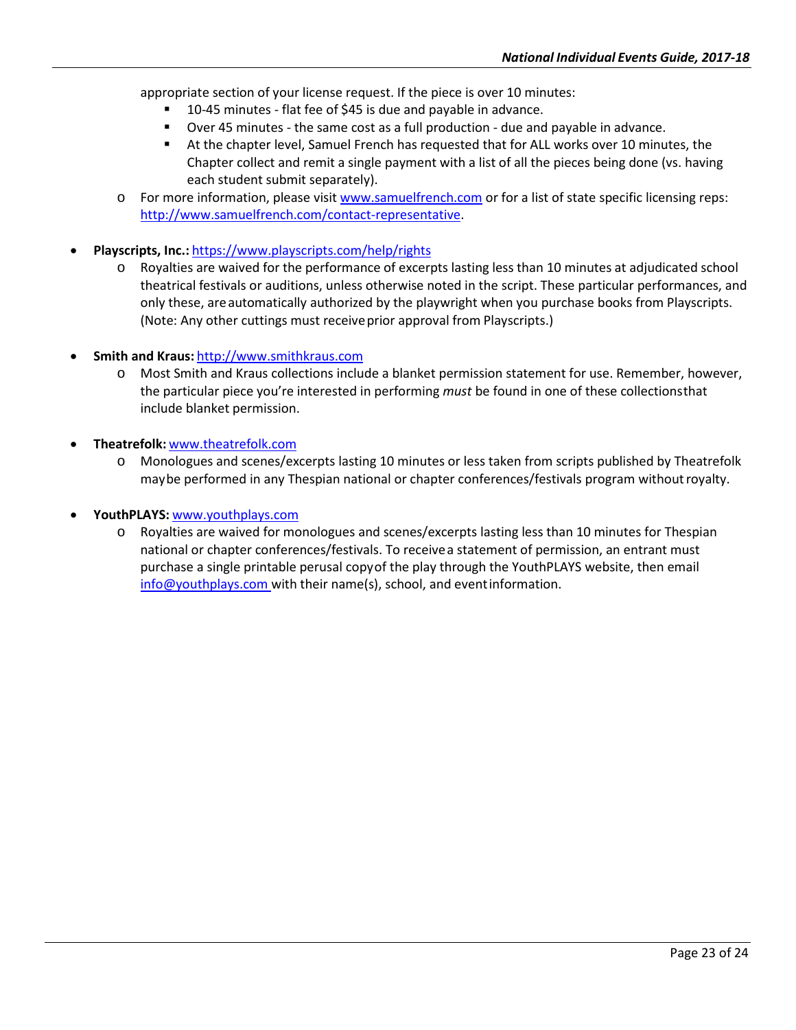appropriate section of your license request. If the piece is over 10 minutes:

    - 10-45 minutes - flat fee of $45 is due and payable in advance.
    - Over 45 minutes - the same cost as a full production - due and payable in advance.
    - At the chapter level, Samuel French has requested that for ALL works over 10 minutes, the Chapter collect and remit a single payment with a list of all the pieces being done (vs. having each student submit separately).
  - For more information, please visit [www.samuelfrench.com](http://www.samuelfrench.com) or for a list of state specific licensing reps: [http://www.samuelfrench.com/contact-representative](http://www.samuelfrench.com/contact-representative).

- **Playscripts, Inc.:** [https://www.playscripts.com/help/rights](https://www.playscripts.com/help/rights)
  - Royalties are waived for the performance of excerpts lasting less than 10 minutes at adjudicated school theatrical festivals or auditions, unless otherwise noted in the script. These particular performances, and only these, are automatically authorized by the playwright when you purchase books from Playscripts. (Note: Any other cuttings must receive prior approval from Playscripts.)

- **Smith and Kraus:** [http://www.smithkraus.com](http://www.smithkraus.com)
  - Most Smith and Kraus collections include a blanket permission statement for use. Remember, however, the particular piece you're interested in performing *must* be found in one of these collections that include blanket permission.

- **Theatrefolk:** [www.theatrefolk.com](http://www.theatrefolk.com)
  - Monologues and scenes/excerpts lasting 10 minutes or less taken from scripts published by Theatrefolk may be performed in any Thespian national or chapter conferences/festivals program without royalty.

- **YouthPLAYS:** [www.youthplays.com](http://www.youthplays.com)
  - Royalties are waived for monologues and scenes/excerpts lasting less than 10 minutes for Thespian national or chapter conferences/festivals. To receive a statement of permission, an entrant must purchase a single printable perusal copy of the play through the YouthPLAYS website, then email [info@youthplays.com](mailto:info@youthplays.com) with their name(s), school, and event information.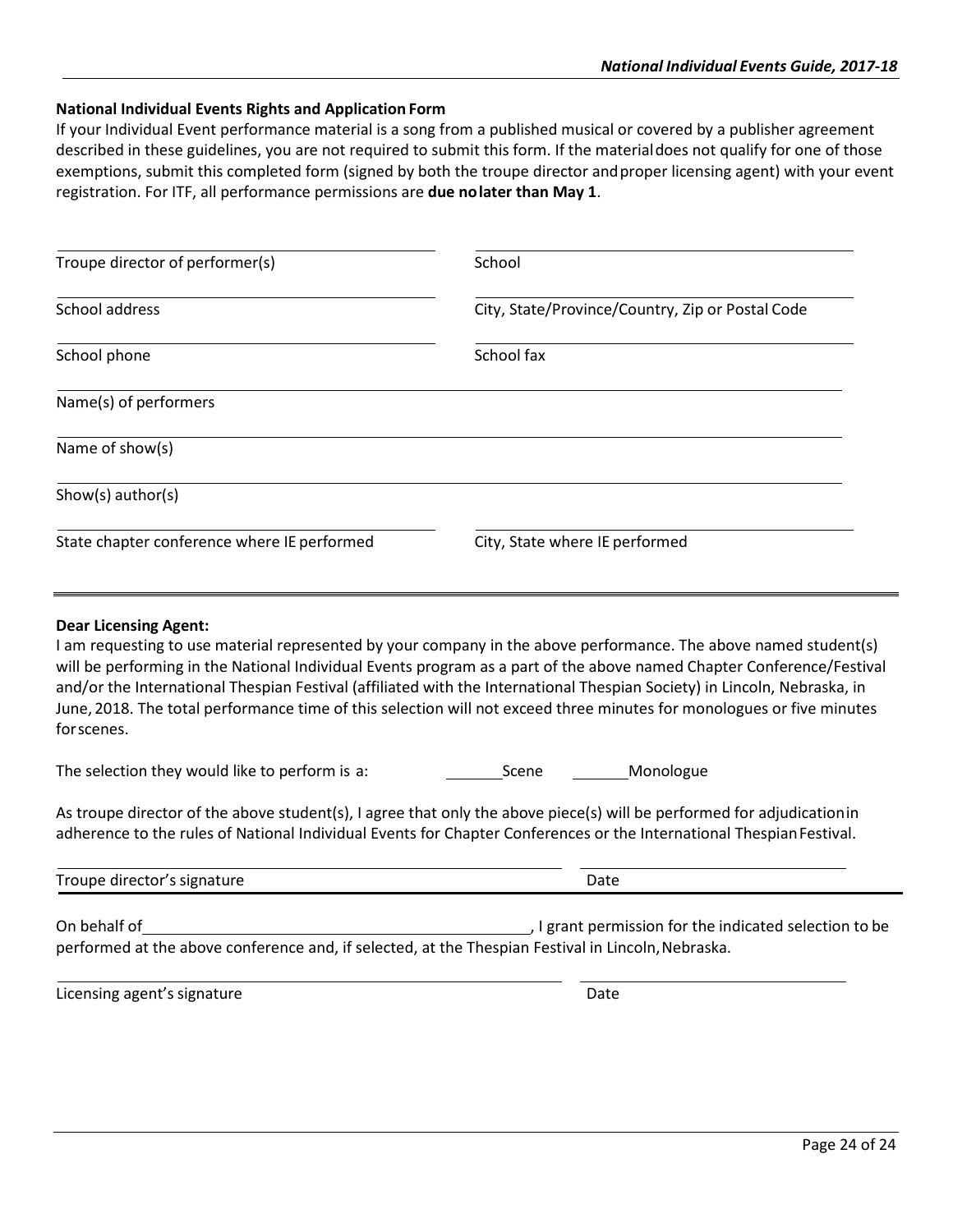**National Individual Events Rights and Application Form**

If your Individual Event performance material is a song from a published musical or covered by a publisher agreement described in these guidelines, you are not required to submit this form. If the material does not qualify for one of those exemptions, submit this completed form (signed by both the troupe director and proper licensing agent) with your event registration. For ITF, all performance permissions are **due no later than May 1**.

Troupe director of performer(s) ______________________

School ______________________

School address ______________________

City, State/Province/Country, Zip or Postal Code ______________________

School phone ______________________

School fax ______________________

Name(s) of performers ______________________

Name of show(s) ______________________

Show(s) author(s) ______________________

State chapter conference where IE performed ______________________

City, State where IE performed ______________________

---

**Dear Licensing Agent:**

I am requesting to use material represented by your company in the above performance. The above named student(s) will be performing in the National Individual Events program as a part of the above named Chapter Conference/Festival and/or the International Thespian Festival (affiliated with the International Thespian Society) in Lincoln, Nebraska, in June, 2018. The total performance time of this selection will not exceed three minutes for monologues or five minutes for scenes.

The selection they would like to perform is a: ______ Scene ______ Monologue

As troupe director of the above student(s), I agree that only the above piece(s) will be performed for adjudication in adherence to the rules of National Individual Events for Chapter Conferences or the International Thespian Festival.

Troupe director's signature ______________________ Date ______________________

On behalf of ______________________, I grant permission for the indicated selection to be performed at the above conference and, if selected, at the Thespian Festival in Lincoln, Nebraska.

Licensing agent's signature ______________________ Date ______________________